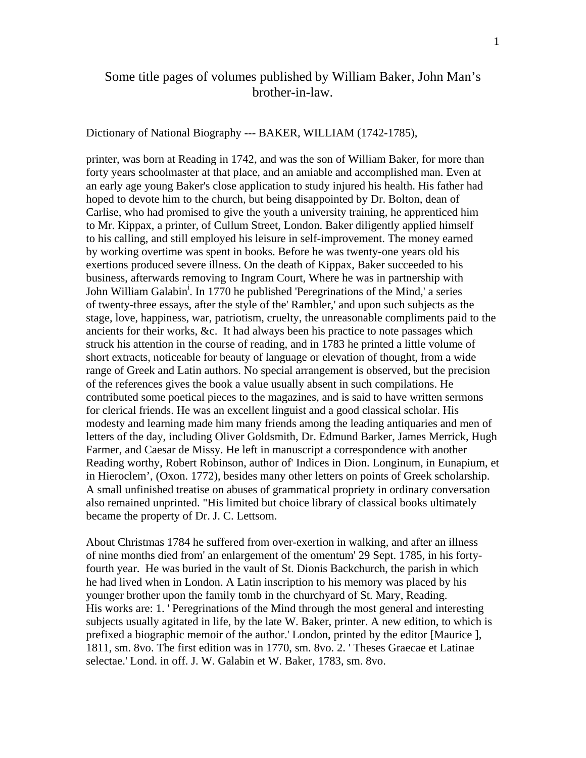# Some title pages of volumes published by William Baker, John Man's brother-in-law.

Dictionary of National Biography --- BAKER, WILLIAM (1742-1785),

printer, was born at Reading in 1742, and was the son of William Baker, for more than forty years schoolmaster at that place, and an amiable and accomplished man. Even at an early age young Baker's close application to study injured his health. His father had hoped to devote him to the church, but being disappointed by Dr. Bolton, dean of Carlise, who had promised to give the youth a university training, he apprenticed him to Mr. Kippax, a printer, of Cullum Street, London. Baker diligently applied himself to his calling, and still employed his leisure in self-improvement. The money earned by working overtime was spent in books. Before he was twenty-one years old his exertions produced severe illness. On the death of Kippax, Baker succeeded to his business, afterwards removing to Ingram Court, Where he was in partnership with John William Galabin[i]. In 1770 he published 'Peregrinations of the Mind,' a series of twenty-three essays, after the style of the' Rambler,' and upon such subjects as the stage, love, happiness, war, patriotism, cruelty, the unreasonable compliments paid to the ancients for their works, &c. It had always been his practice to note passages which struck his attention in the course of reading, and in 1783 he printed a little volume of short extracts, noticeable for beauty of language or elevation of thought, from a wide range of Greek and Latin authors. No special arrangement is observed, but the precision of the references gives the book a value usually absent in such compilations. He contributed some poetical pieces to the magazines, and is said to have written sermons for clerical friends. He was an excellent linguist and a good classical scholar. His modesty and learning made him many friends among the leading antiquaries and men of letters of the day, including Oliver Goldsmith, Dr. Edmund Barker, James Merrick, Hugh Farmer, and Caesar de Missy. He left in manuscript a correspondence with another Reading worthy, Robert Robinson, author of' Indices in Dion. Longinum, in Eunapium, et in Hieroclem', (Oxon. 1772), besides many other letters on points of Greek scholarship. A small unfinished treatise on abuses of grammatical propriety in ordinary conversation also remained unprinted. "His limited but choice library of classical books ultimately became the property of Dr. J. C. Lettsom.

About Christmas 1784 he suffered from over-exertion in walking, and after an illness of nine months died from' an enlargement of the omentum' 29 Sept. 1785, in his forty-fourth year. He was buried in the vault of St. Dionis Backchurch, the parish in which he had lived when in London. A Latin inscription to his memory was placed by his younger brother upon the family tomb in the churchyard of St. Mary, Reading.
His works are: 1. ' Peregrinations of the Mind through the most general and interesting subjects usually agitated in life, by the late W. Baker, printer. A new edition, to which is prefixed a biographic memoir of the author.' London, printed by the editor [Maurice ], 1811, sm. 8vo. The first edition was in 1770, sm. 8vo. 2. ' Theses Graecae et Latinae selectae.' Lond. in off. J. W. Galabin et W. Baker, 1783, sm. 8vo.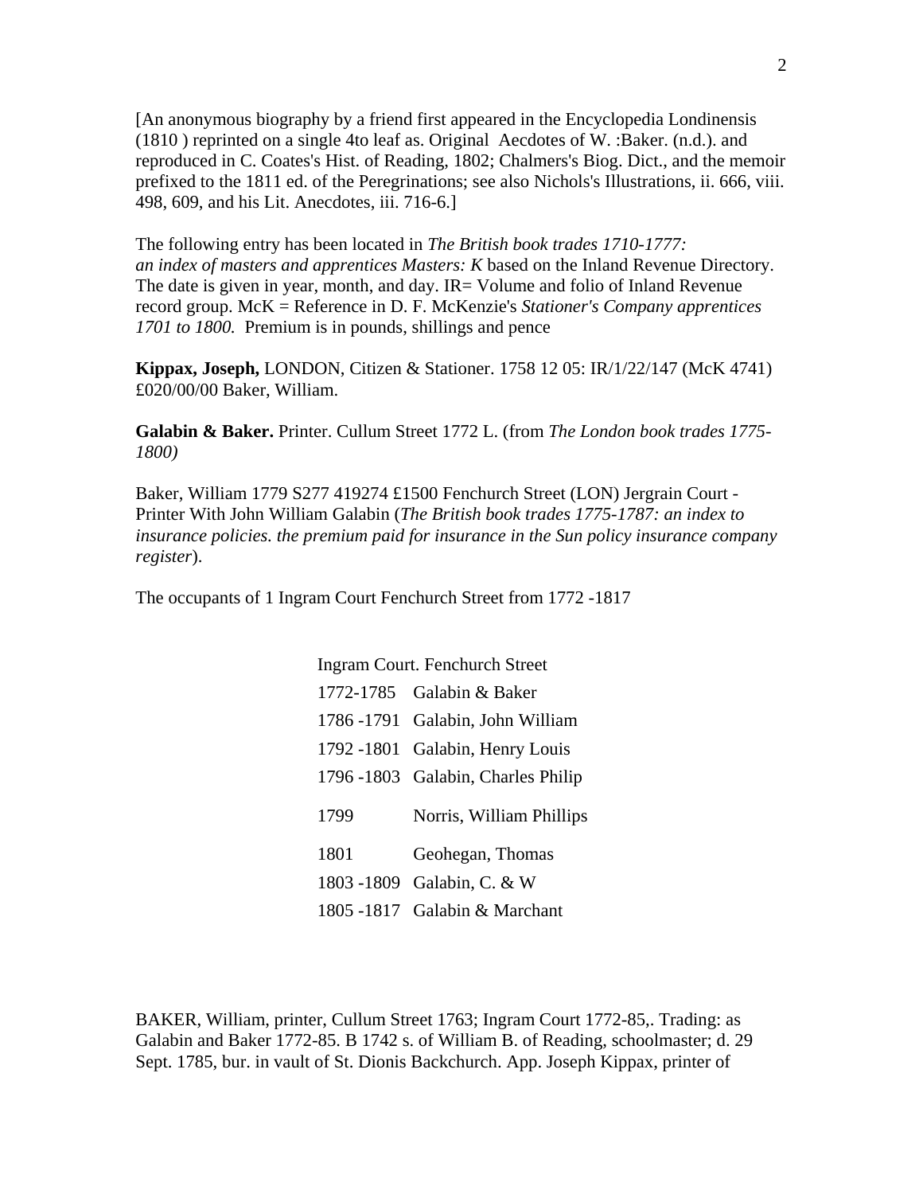[An anonymous biography by a friend first appeared in the Encyclopedia Londinensis (1810 ) reprinted on a single 4to leaf as. Original  Aecdotes of W. :Baker. (n.d.). and reproduced in C. Coates's Hist. of Reading, 1802; Chalmers's Biog. Dict., and the memoir prefixed to the 1811 ed. of the Peregrinations; see also Nichols's Illustrations, ii. 666, viii. 498, 609, and his Lit. Anecdotes, iii. 716-6.]

The following entry has been located in *The British book trades 1710-1777: an index of masters and apprentices Masters: K* based on the Inland Revenue Directory. The date is given in year, month, and day. IR= Volume and folio of Inland Revenue record group. McK = Reference in D. F. McKenzie's *Stationer's Company apprentices 1701 to 1800.*  Premium is in pounds, shillings and pence

**Kippax, Joseph,** LONDON, Citizen & Stationer. 1758 12 05: IR/1/22/147 (McK 4741) £020/00/00 Baker, William.

**Galabin & Baker.** Printer. Cullum Street 1772 L. (from *The London book trades 1775-1800)*

Baker, William 1779 S277 419274 £1500 Fenchurch Street (LON) Jergrain Court - Printer With John William Galabin (*The British book trades 1775-1787: an index to insurance policies. the premium paid for insurance in the Sun policy insurance company register*).

The occupants of 1 Ingram Court Fenchurch Street from 1772 -1817

| Ingram Court. Fenchurch Street | |
|---|---|
| 1772-1785 | Galabin & Baker |
| 1786 -1791 | Galabin, John William |
| 1792 -1801 | Galabin, Henry Louis |
| 1796 -1803 | Galabin, Charles Philip |
| 1799 | Norris, William Phillips |
| 1801 | Geohegan, Thomas |
| 1803 -1809 | Galabin, C. & W |
| 1805 -1817 | Galabin & Marchant |

BAKER, William, printer, Cullum Street 1763; Ingram Court 1772-85,. Trading: as Galabin and Baker 1772-85. B 1742 s. of William B. of Reading, schoolmaster; d. 29 Sept. 1785, bur. in vault of St. Dionis Backchurch. App. Joseph Kippax, printer of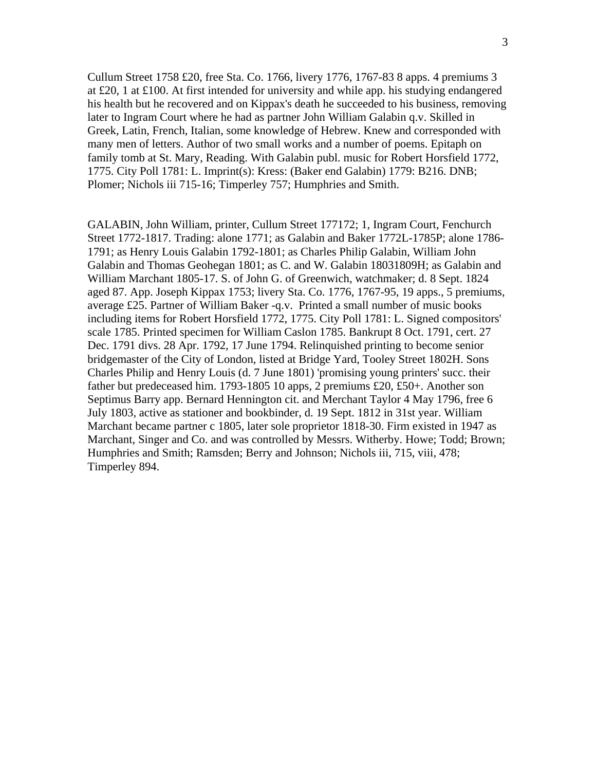Cullum Street 1758 £20, free Sta. Co. 1766, livery 1776, 1767-83 8 apps. 4 premiums 3 at £20, 1 at £100. At first intended for university and while app. his studying endangered his health but he recovered and on Kippax's death he succeeded to his business, removing later to Ingram Court where he had as partner John William Galabin q.v. Skilled in Greek, Latin, French, Italian, some knowledge of Hebrew. Knew and corresponded with many men of letters. Author of two small works and a number of poems. Epitaph on family tomb at St. Mary, Reading. With Galabin publ. music for Robert Horsfield 1772, 1775. City Poll 1781: L. Imprint(s): Kress: (Baker end Galabin) 1779: B216. DNB; Plomer; Nichols iii 715-16; Timperley 757; Humphries and Smith.

GALABIN, John William, printer, Cullum Street 177172; 1, Ingram Court, Fenchurch Street 1772-1817. Trading: alone 1771; as Galabin and Baker 1772L-1785P; alone 1786-1791; as Henry Louis Galabin 1792-1801; as Charles Philip Galabin, William John Galabin and Thomas Geohegan 1801; as C. and W. Galabin 18031809H; as Galabin and William Marchant 1805-17. S. of John G. of Greenwich, watchmaker; d. 8 Sept. 1824 aged 87. App. Joseph Kippax 1753; livery Sta. Co. 1776, 1767-95, 19 apps., 5 premiums, average £25. Partner of William Baker -q.v. Printed a small number of music books including items for Robert Horsfield 1772, 1775. City Poll 1781: L. Signed compositors' scale 1785. Printed specimen for William Caslon 1785. Bankrupt 8 Oct. 1791, cert. 27 Dec. 1791 divs. 28 Apr. 1792, 17 June 1794. Relinquished printing to become senior bridgemaster of the City of London, listed at Bridge Yard, Tooley Street 1802H. Sons Charles Philip and Henry Louis (d. 7 June 1801) 'promising young printers' succ. their father but predeceased him. 1793-1805 10 apps, 2 premiums £20, £50+. Another son Septimus Barry app. Bernard Hennington cit. and Merchant Taylor 4 May 1796, free 6 July 1803, active as stationer and bookbinder, d. 19 Sept. 1812 in 31st year. William Marchant became partner c 1805, later sole proprietor 1818-30. Firm existed in 1947 as Marchant, Singer and Co. and was controlled by Messrs. Witherby. Howe; Todd; Brown; Humphries and Smith; Ramsden; Berry and Johnson; Nichols iii, 715, viii, 478; Timperley 894.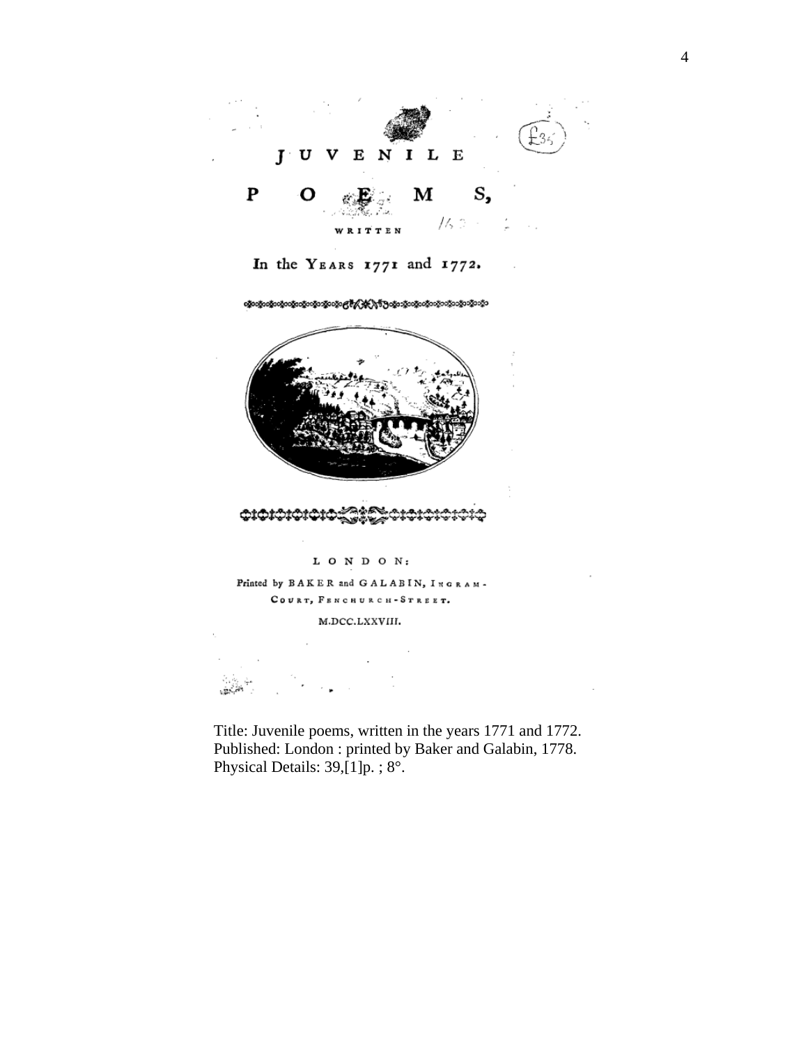# JUVENILE POEMS,

WRITTEN

In the YEARS 1771 and 1772.

LONDON:

Printed by BAKER and GALABIN, INGRAM-COURT, FENCHURCH-STREET.

M.DCC.LXXVIII.

Title: Juvenile poems, written in the years 1771 and 1772.
Published: London : printed by Baker and Galabin, 1778.
Physical Details: 39,[1]p. ; 8°.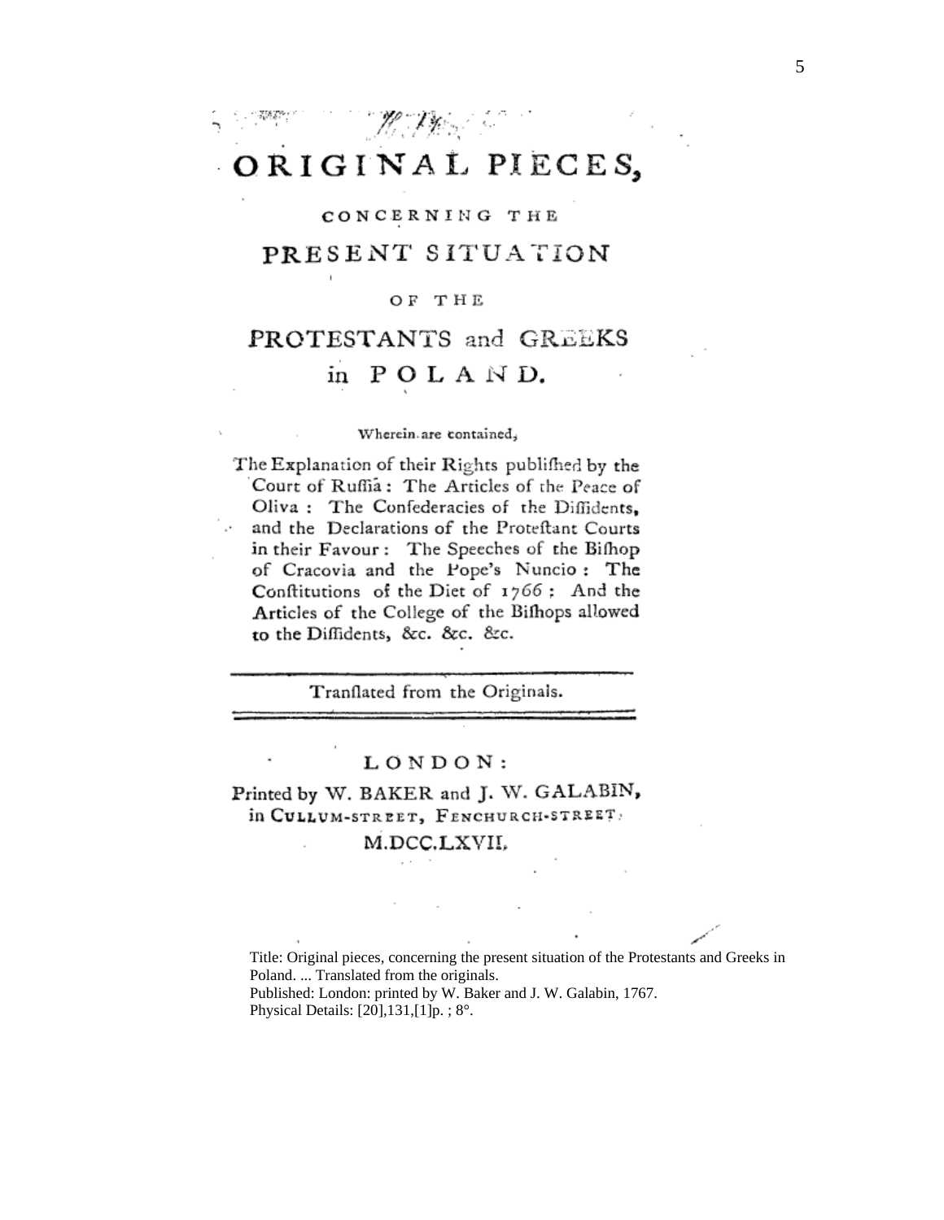# ORIGINAL PIECES,

CONCERNING THE

## PRESENT SITUATION

OF THE

## PROTESTANTS and GREEKS in POLAND.

Wherein are contained,

The Explanation of their Rights publiſhed by the Court of Ruſſia: The Articles of the Peace of Oliva: The Confederacies of the Diſſidents, and the Declarations of the Proteſtant Courts in their Favour: The Speeches of the Biſhop of Cracovia and the Pope's Nuncio: The Conſtitutions of the Diet of 1766: And the Articles of the College of the Biſhops allowed to the Diſſidents, &c. &c. &c.

---

Tranſlated from the Originals.

---

LONDON:

Printed by W. BAKER and J. W. GALABIN, in CULLUM-STREET, FENCHURCH-STREET.

M.DCC.LXVII.

Title: Original pieces, concerning the present situation of the Protestants and Greeks in Poland. ... Translated from the originals.
Published: London: printed by W. Baker and J. W. Galabin, 1767.
Physical Details: [20],131,[1]p. ; 8°.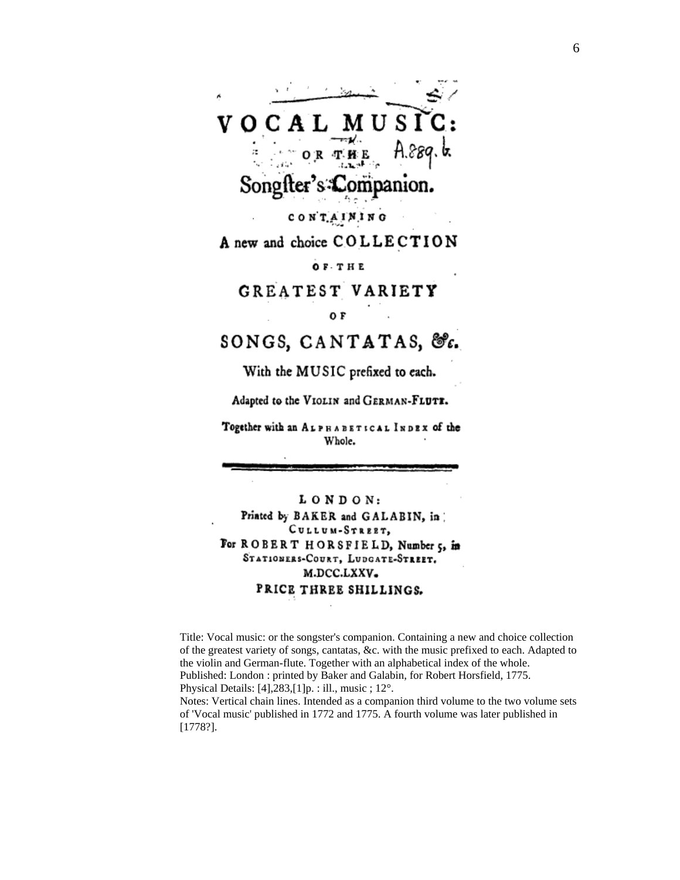# VOCAL MUSIC:

OR THE

## Songster's Companion.

CONTAINING

A new and choice COLLECTION

OF THE

GREATEST VARIETY

OF

SONGS, CANTATAS, &c.

With the MUSIC prefixed to each.

Adapted to the VIOLIN and GERMAN-FLUTE.

Together with an ALPHABETICAL INDEX of the Whole.

---

LONDON:
Printed by BAKER and GALABIN, in CULLUM-STREET,
For ROBERT HORSFIELD, Number 5, in STATIONERS-COURT, LUDGATE-STREET.
M.DCC.LXXV.
PRICE THREE SHILLINGS.

A.889. b.

Title: Vocal music: or the songster's companion. Containing a new and choice collection of the greatest variety of songs, cantatas, &c. with the music prefixed to each. Adapted to the violin and German-flute. Together with an alphabetical index of the whole.
Published: London : printed by Baker and Galabin, for Robert Horsfield, 1775.
Physical Details: [4],283,[1]p. : ill., music ; 12°.
Notes: Vertical chain lines. Intended as a companion third volume to the two volume sets of 'Vocal music' published in 1772 and 1775. A fourth volume was later published in [1778?].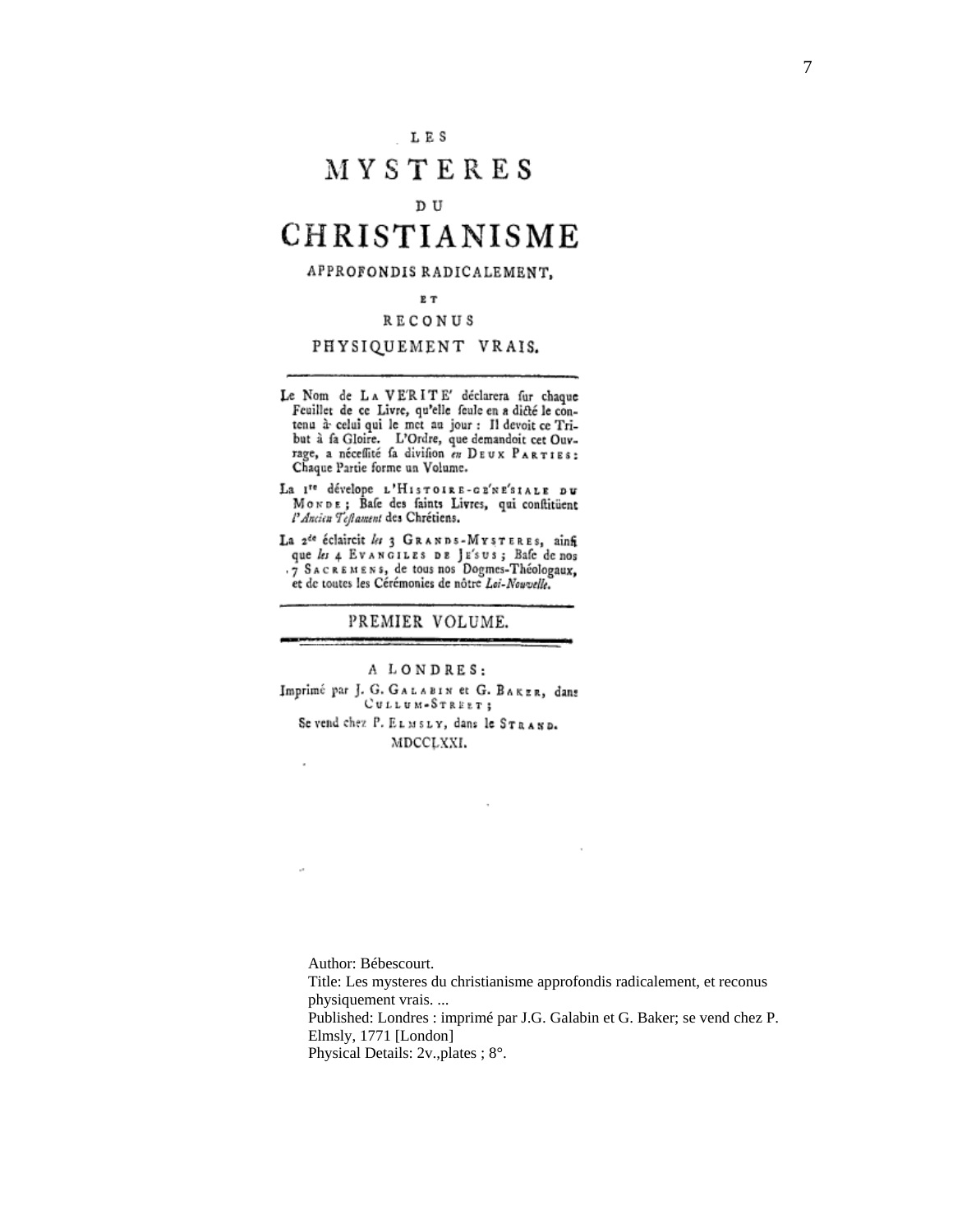LES

# MYSTERES

DU

# CHRISTIANISME

APPROFONDIS RADICALEMENT,

ET

RECONUS

PHYSIQUEMENT VRAIS.

---

Le Nom de LA VERITE' déclarera sur chaque Feuillet de ce Livre, qu'elle seule en a dicté le contenu à celui qui le met au jour : Il devoit ce Tribut à sa Gloire. L'Ordre, que demandoit cet Ouvrage, a nécessité sa division *en* DEUX PARTIES: Chaque Partie forme un Volume.

La 1re dévelope L'HISTOIRE-GE'NE'SIALE DU MONDE; Base des saints Livres, qui constitüent *l'Ancien Testament* des Chrétiens.

La 2de éclaircit *les* 3 GRANDS-MYSTERES, ainsi que *les* 4 EVANGILES DE JE'SUS; Base de nos 7 SACREMENS, de tous nos Dogmes-Théologaux, et de toutes les Cérémonies de nôtre *Loi-Nouvelle*.

---

PREMIER VOLUME.

---

A LONDRES:

Imprimé par J. G. GALABIN et G. BAKER, dans CULLUM-STREET;

Se vend chez P. ELMSLY, dans le STRAND.

MDCCLXXI.

Author: Bébescourt.
Title: Les mysteres du christianisme approfondis radicalement, et reconus physiquement vrais. ...
Published: Londres : imprimé par J.G. Galabin et G. Baker; se vend chez P. Elmsly, 1771 [London]
Physical Details: 2v.,plates ; 8°.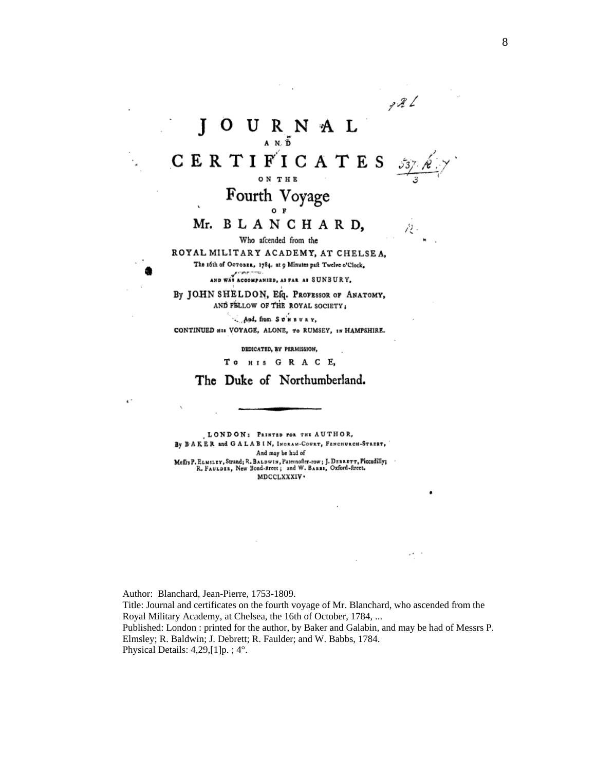# JOURNAL

AND

# CERTIFICATES

ON THE

## Fourth Voyage

OF

## Mr. BLANCHARD,

Who ascended from the

ROYAL MILITARY ACADEMY, AT CHELSEA,

The 16th of OCTOBER, 1784, at 9 Minutes past Twelve o'Clock,

AND WAS ACCOMPANIED, AS FAR AS SUNBURY,

By JOHN SHELDON, Esq. PROFESSOR OF ANATOMY, AND FELLOW OF THE ROYAL SOCIETY;

And, from SUNBURY,

CONTINUED HIS VOYAGE, ALONE, TO RUMSEY, IN HAMPSHIRE.

DEDICATED, BY PERMISSION,

TO HIS GRACE,

**The Duke of Northumberland.**

---

LONDON: PRINTED FOR THE AUTHOR,
By BAKER and GALABIN, INGRAM-COURT, FENCHURCH-STREET,
And may be had of
Messrs P. ELMSLEY, Strand; R. BALDWIN, Paternoster-row; J. DEBRETT, Piccadilly; R. FAULDER, New Bond-street; and W. BABBS, Oxford-street.
MDCCLXXXIV.

Author: Blanchard, Jean-Pierre, 1753-1809.
Title: Journal and certificates on the fourth voyage of Mr. Blanchard, who ascended from the Royal Military Academy, at Chelsea, the 16th of October, 1784, ...
Published: London : printed for the author, by Baker and Galabin, and may be had of Messrs P. Elmsley; R. Baldwin; J. Debrett; R. Faulder; and W. Babbs, 1784.
Physical Details: 4,29,[1]p. ; 4°.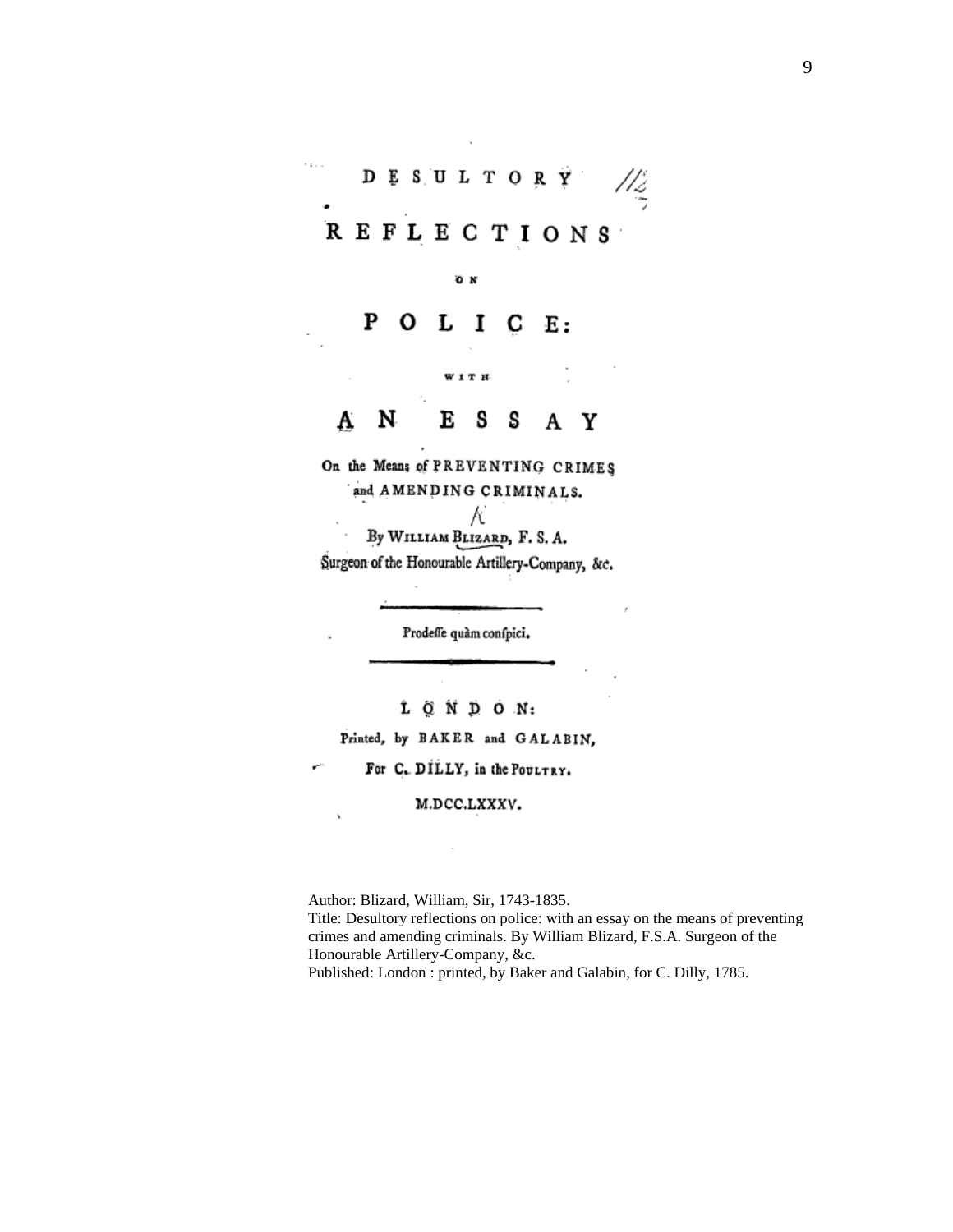# DESULTORY REFLECTIONS ON POLICE:

WITH

## AN ESSAY

On the Means of PREVENTING CRIMES and AMENDING CRIMINALS.

By WILLIAM BLIZARD, F. S. A.

Surgeon of the Honourable Artillery-Company, &c.

---

Prodeſſe quàm conſpici.

---

LONDON:

Printed, by BAKER and GALABIN,

For C. DILLY, in the POULTRY.

M.DCC.LXXXV.

Author: Blizard, William, Sir, 1743-1835.
Title: Desultory reflections on police: with an essay on the means of preventing crimes and amending criminals. By William Blizard, F.S.A. Surgeon of the Honourable Artillery-Company, &c.
Published: London : printed, by Baker and Galabin, for C. Dilly, 1785.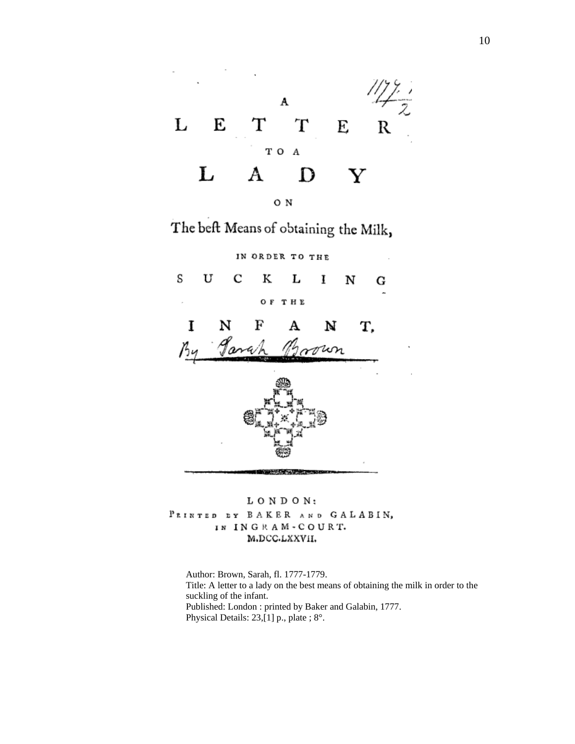# A LETTER TO A LADY ON

## The beſt Means of obtaining the Milk,

IN ORDER TO THE

## SUCKLING

OF THE

## INFANT.

By Sarah Brown

LONDON:
PRINTED BY BAKER AND GALABIN,
IN INGRAM-COURT.
M.DCC.LXXVII.

Author: Brown, Sarah, fl. 1777-1779.
Title: A letter to a lady on the best means of obtaining the milk in order to the suckling of the infant.
Published: London : printed by Baker and Galabin, 1777.
Physical Details: 23,[1] p., plate ; 8°.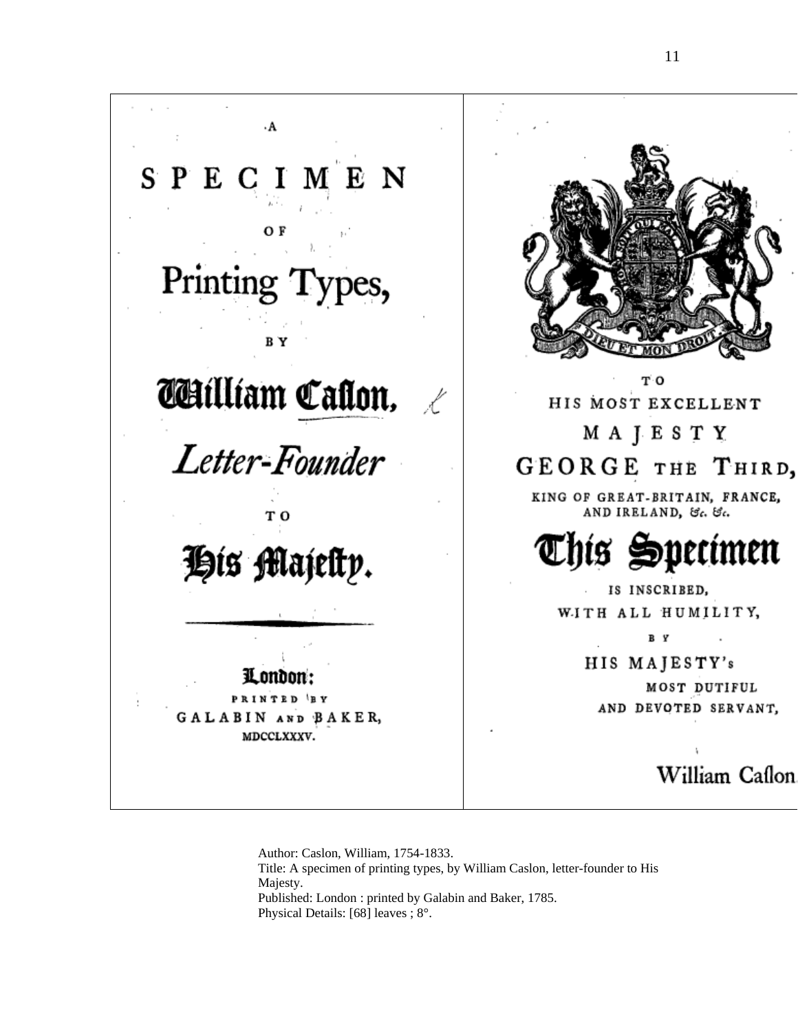A

# SPECIMEN

OF

## Printing Types,

BY

## William Caſlon,

*Letter-Founder*

TO

## His Majeſty.

---

**London:**

PRINTED BY

GALABIN AND BAKER,

MDCCLXXXV.

---

DIEU ET MON DROIT

TO

HIS MOST EXCELLENT

MAJESTY

GEORGE THE THIRD,

KING OF GREAT-BRITAIN, FRANCE, AND IRELAND, &c. &c.

## This Specimen

IS INSCRIBED,

WITH ALL HUMILITY,

BY

HIS MAJESTY's

MOST DUTIFUL

AND DEVOTED SERVANT,

William Caſlon.

---

Author: Caslon, William, 1754-1833.
Title: A specimen of printing types, by William Caslon, letter-founder to His Majesty.
Published: London : printed by Galabin and Baker, 1785.
Physical Details: [68] leaves ; 8°.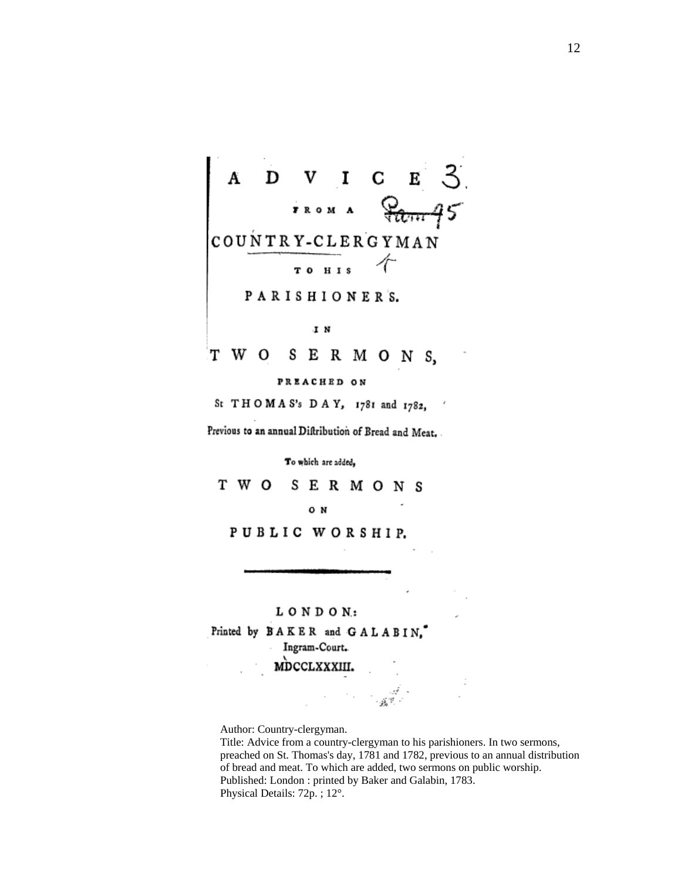# ADVICE

FROM A

# COUNTRY-CLERGYMAN

TO HIS

## PARISHIONERS.

IN

# TWO SERMONS,

PREACHED ON

St THOMAS's DAY, 1781 and 1782,

Previous to an annual Diſtribution of Bread and Meat.

To which are added,

# TWO SERMONS

ON

## PUBLIC WORSHIP.

---

LONDON:

Printed by BAKER and GALABIN,

Ingram-Court.

MDCCLXXXIII.

Author: Country-clergyman.

Title: Advice from a country-clergyman to his parishioners. In two sermons, preached on St. Thomas's day, 1781 and 1782, previous to an annual distribution of bread and meat. To which are added, two sermons on public worship.

Published: London : printed by Baker and Galabin, 1783.

Physical Details: 72p. ; 12°.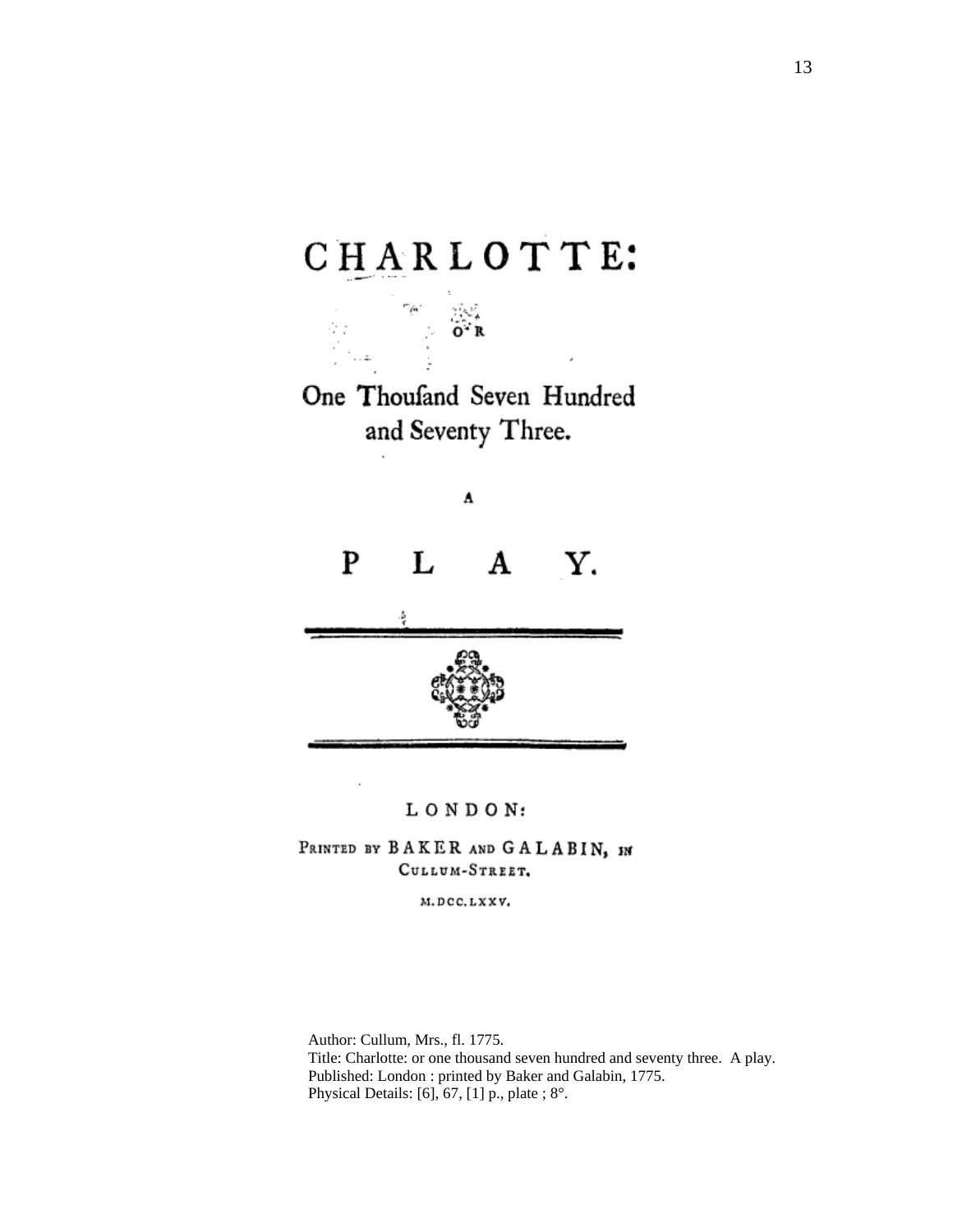# CHARLOTTE:

OR

## One Thoufand Seven Hundred and Seventy Three.

A

# P L A Y.

LONDON:

PRINTED BY BAKER AND GALABIN, IN CULLUM-STREET.

M.DCC.LXXV.

Author: Cullum, Mrs., fl. 1775.
Title: Charlotte: or one thousand seven hundred and seventy three. A play.
Published: London : printed by Baker and Galabin, 1775.
Physical Details: [6], 67, [1] p., plate ; 8°.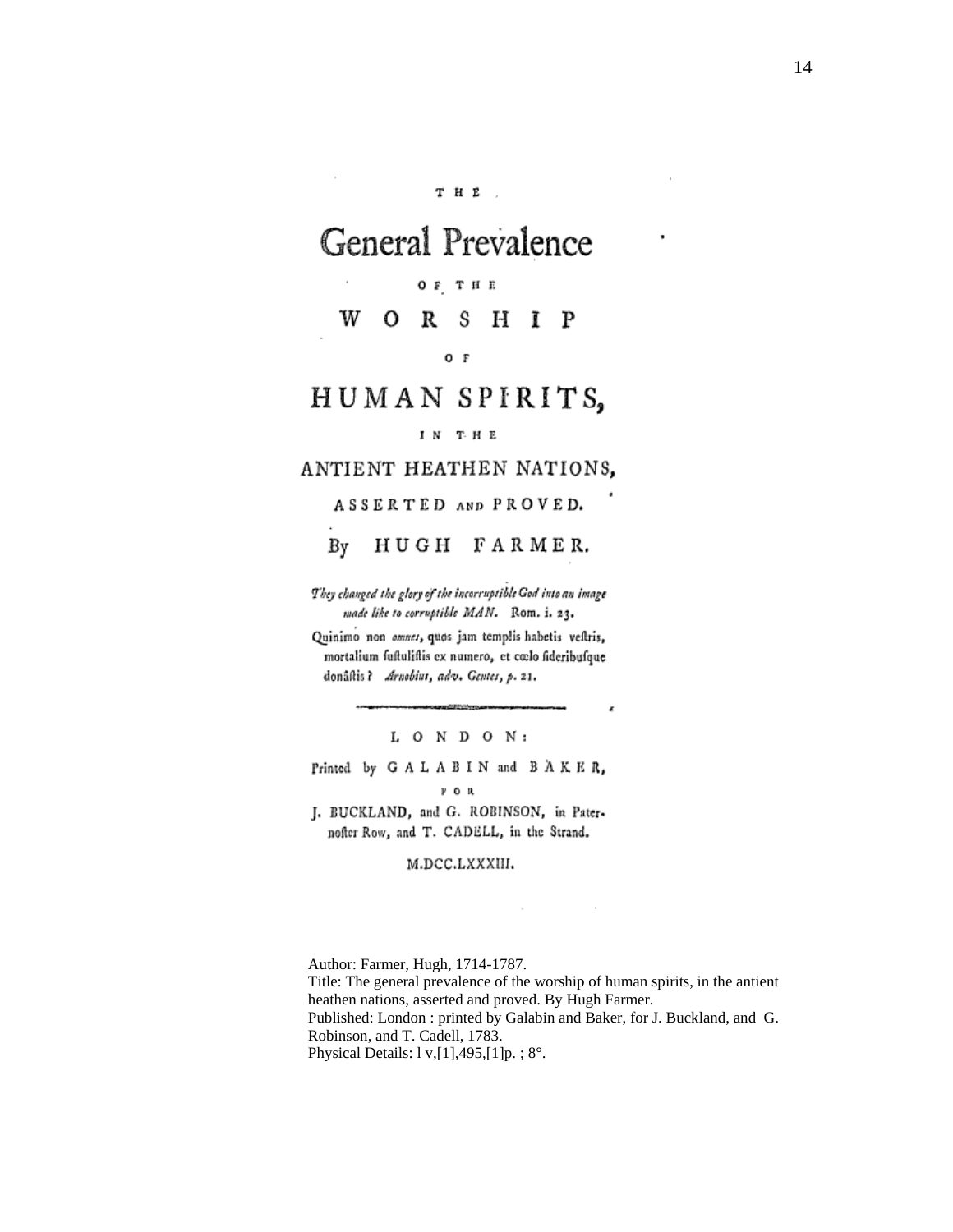THE

# General Prevalence

OF THE

## WORSHIP

OF

# HUMAN SPIRITS,

IN THE

## ANTIENT HEATHEN NATIONS,

ASSERTED AND PROVED.

By HUGH FARMER.

*They changed the glory of the incorruptible God into an image made like to corruptible MAN.* Rom. i. 23.

Quinimo non *omnes*, quos jam templis habetis vestris, mortalium sustulistis ex numero, et cœlo sideribusque donâstis? *Arnobius, adv. Gentes, p.* 21.

---

LONDON:

Printed by GALABIN and BAKER,

FOR

J. BUCKLAND, and G. ROBINSON, in Paternoster Row, and T. CADELL, in the Strand.

M.DCC.LXXXIII.

Author: Farmer, Hugh, 1714-1787.
Title: The general prevalence of the worship of human spirits, in the antient heathen nations, asserted and proved. By Hugh Farmer.
Published: London : printed by Galabin and Baker, for J. Buckland, and G. Robinson, and T. Cadell, 1783.
Physical Details: l v,[1],495,[1]p. ; 8°.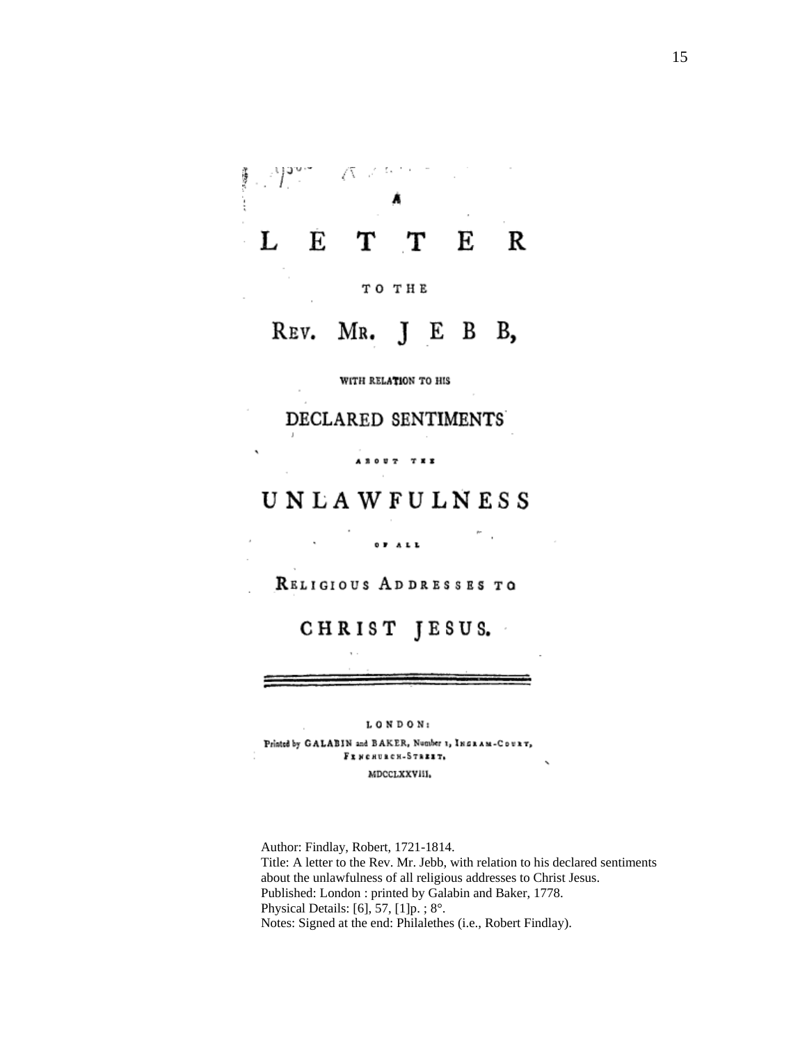# A LETTER

TO THE

## REV. MR. JEBB,

WITH RELATION TO HIS

## DECLARED SENTIMENTS

ABOUT THE

## UNLAWFULNESS

OF ALL

## RELIGIOUS ADDRESSES TO CHRIST JESUS.

---

LONDON:

Printed by GALABIN and BAKER, Number 1, INGRAM-COURT, FENCHURCH-STREET.

MDCCLXXVIII.

Author: Findlay, Robert, 1721-1814.
Title: A letter to the Rev. Mr. Jebb, with relation to his declared sentiments about the unlawfulness of all religious addresses to Christ Jesus.
Published: London : printed by Galabin and Baker, 1778.
Physical Details: [6], 57, [1]p. ; 8°.
Notes: Signed at the end: Philalethes (i.e., Robert Findlay).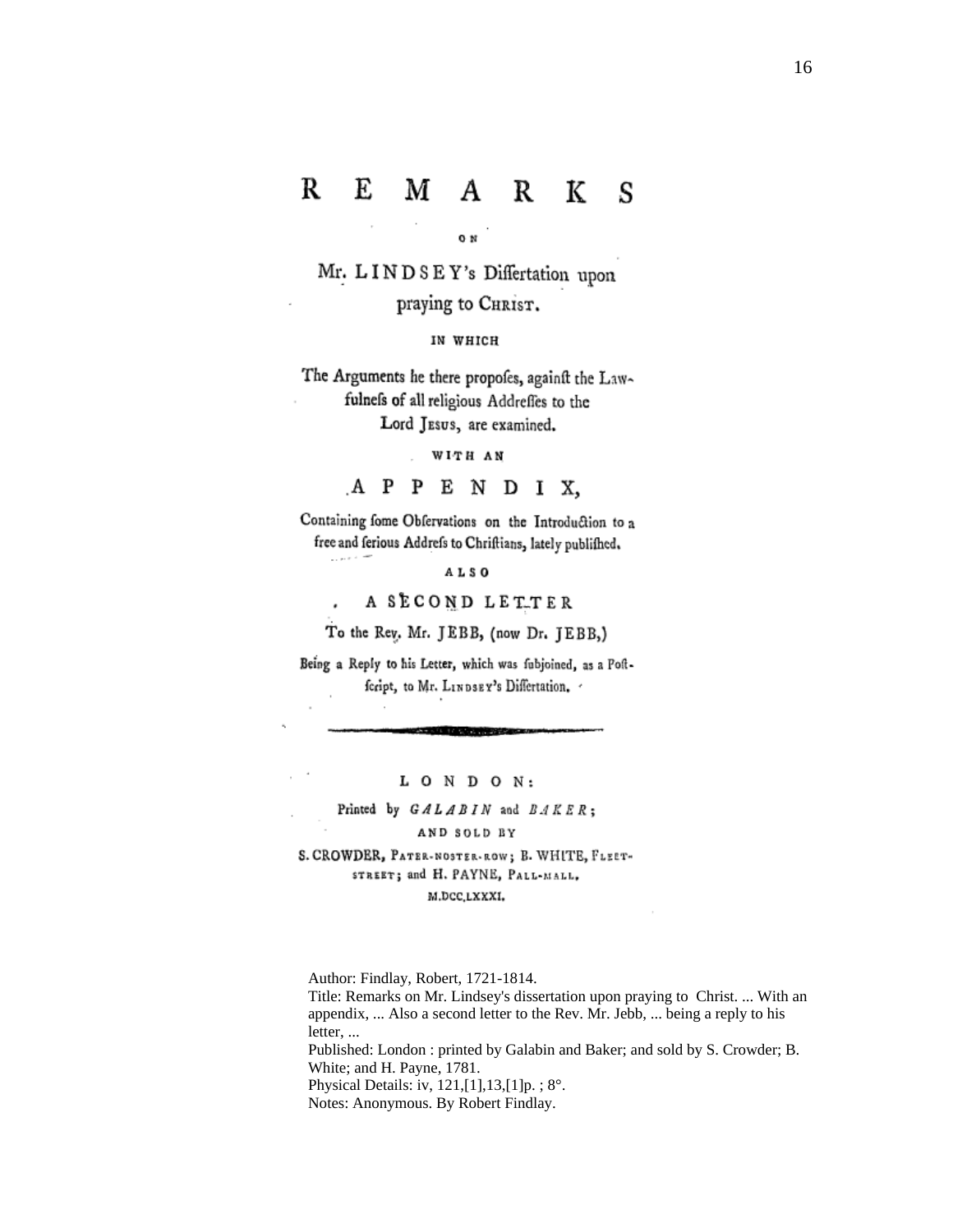# REMARKS

ON

## Mr. LINDSEY's Diſſertation upon praying to CHRIST.

IN WHICH

The Arguments he there propoſes, againſt the Lawfulneſs of all religious Addreſſes to the Lord JESUS, are examined.

WITH AN

## APPENDIX,

Containing ſome Obſervations on the Introduction to a free and ſerious Addreſs to Chriſtians, lately publiſhed.

ALSO

## A SECOND LETTER

To the Rev. Mr. JEBB, (now Dr. JEBB,)

Being a Reply to his Letter, which was ſubjoined, as a Poſtſcript, to Mr. LINDSEY's Diſſertation.

---

LONDON:

Printed by *GALABIN* and *BAKER*;

AND SOLD BY

S. CROWDER, PATER-NOSTER-ROW; B. WHITE, FLEET-STREET; and H. PAYNE, PALL-MALL.

M.DCC.LXXXI.

Author: Findlay, Robert, 1721-1814.
Title: Remarks on Mr. Lindsey's dissertation upon praying to Christ. ... With an appendix, ... Also a second letter to the Rev. Mr. Jebb, ... being a reply to his letter, ...
Published: London : printed by Galabin and Baker; and sold by S. Crowder; B. White; and H. Payne, 1781.
Physical Details: iv, 121,[1],13,[1]p. ; 8°.
Notes: Anonymous. By Robert Findlay.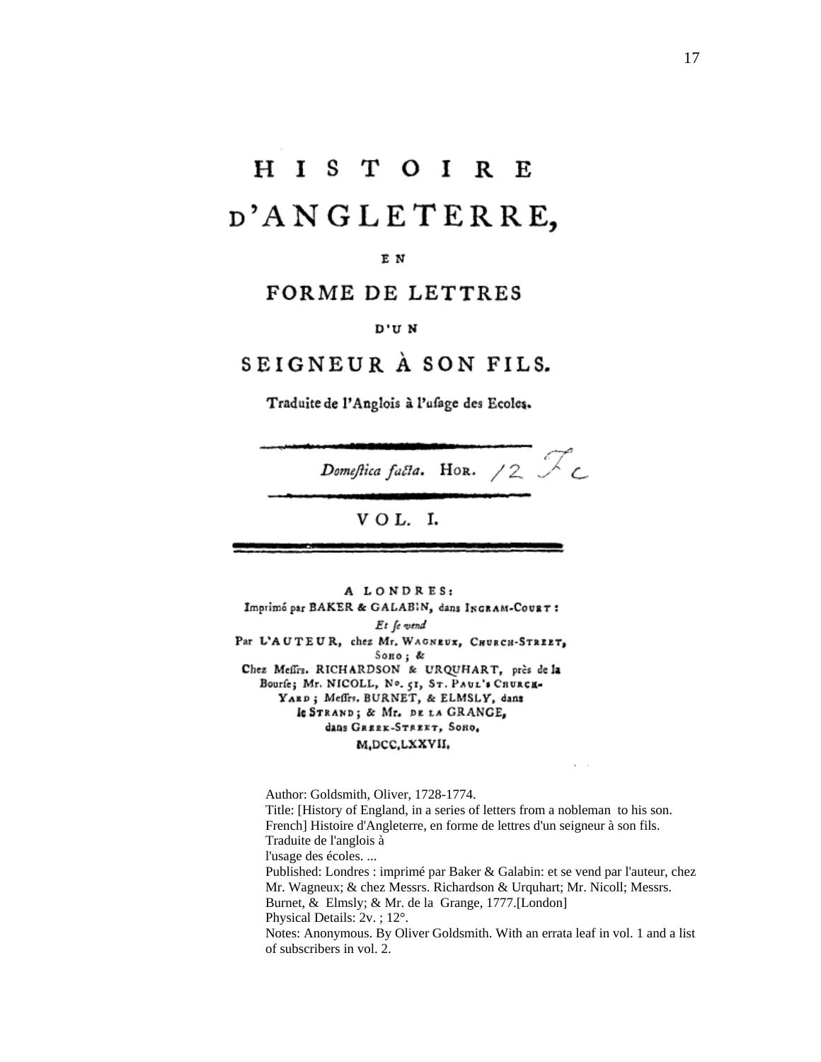# HISTOIRE D'ANGLETERRE,

EN

## FORME DE LETTRES

D'UN

## SEIGNEUR À SON FILS.

Traduite de l'Anglois à l'ufage des Ecoles.

---

*Domeftica facta.* HOR. /2 Fc

---

VOL. I.

---

A LONDRES:
Imprimé par BAKER & GALABIN, dans INGRAM-COURT:
*Et fe vend*
Par L'AUTEUR, chez Mr. WAGNEUX, CHURCH-STREET, SOHO; &
Chez Meffrs. RICHARDSON & URQUHART, près de la Bourfe; Mr. NICOLL, No. 51, ST. PAUL'S CHURCH-YARD; Meffrs. BURNET, & ELMSLY, dans le STRAND; & Mr. DE LA GRANGE, dans GREEK-STREET, SOHO,
M,DCC,LXXVII.

Author: Goldsmith, Oliver, 1728-1774.
Title: [History of England, in a series of letters from a nobleman to his son. French] Histoire d'Angleterre, en forme de lettres d'un seigneur à son fils. Traduite de l'anglois à l'usage des écoles. ...
Published: Londres : imprimé par Baker & Galabin: et se vend par l'auteur, chez Mr. Wagneux; & chez Messrs. Richardson & Urquhart; Mr. Nicoll; Messrs. Burnet, & Elmsly; & Mr. de la Grange, 1777.[London]
Physical Details: 2v. ; 12°.
Notes: Anonymous. By Oliver Goldsmith. With an errata leaf in vol. 1 and a list of subscribers in vol. 2.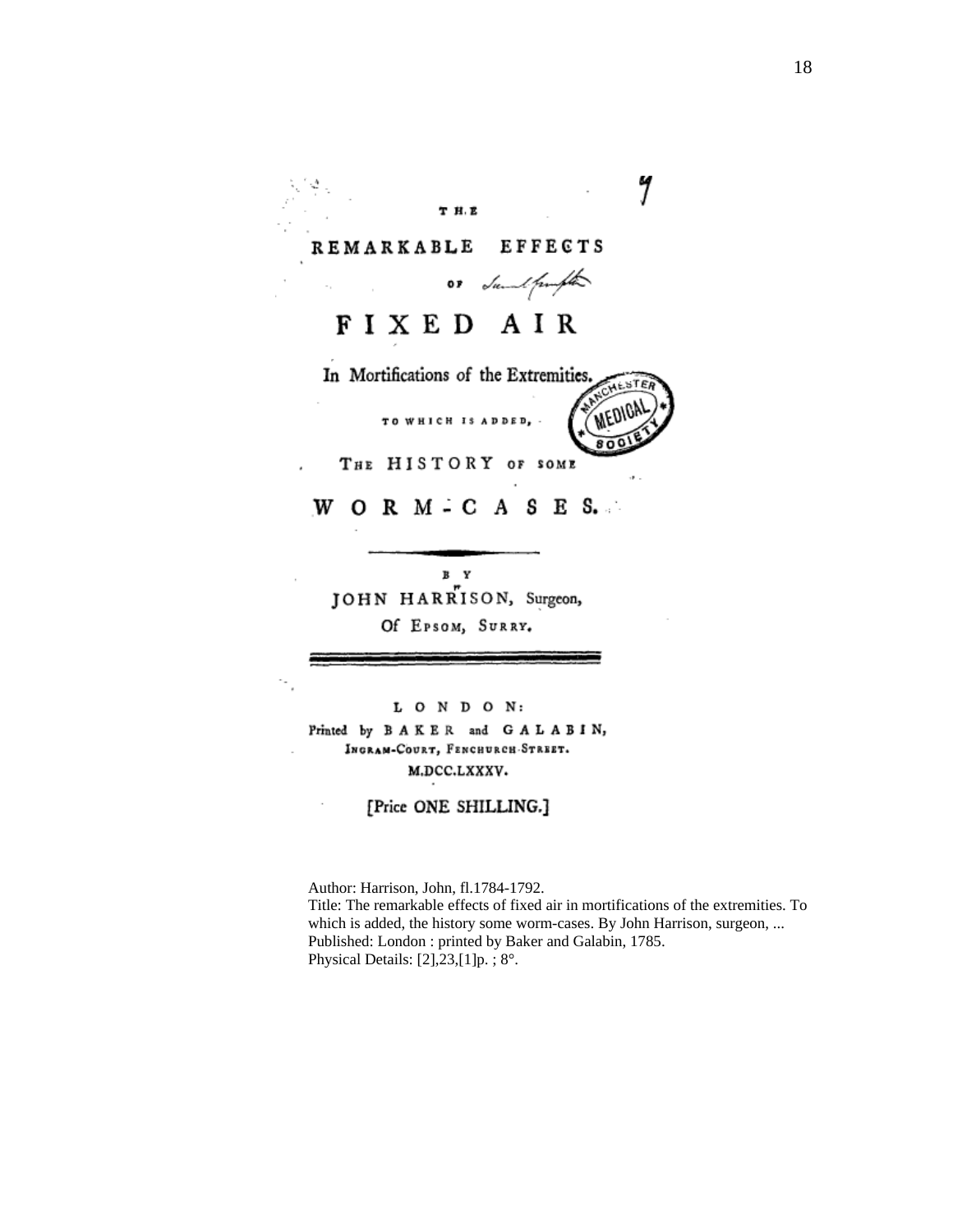THE

# REMARKABLE EFFECTS

OF

# FIXED AIR

In Mortifications of the Extremities.

TO WHICH IS ADDED,

THE HISTORY OF SOME

# WORM-CASES.

BY

JOHN HARRISON, Surgeon,

Of EPSOM, SURRY.

LONDON:

Printed by BAKER and GALABIN,

INGRAM-COURT, FENCHURCH-STREET.

M.DCC.LXXXV.

[Price ONE SHILLING.]

Author: Harrison, John, fl.1784-1792.
Title: The remarkable effects of fixed air in mortifications of the extremities. To which is added, the history some worm-cases. By John Harrison, surgeon, ...
Published: London : printed by Baker and Galabin, 1785.
Physical Details: [2],23,[1]p. ; 8°.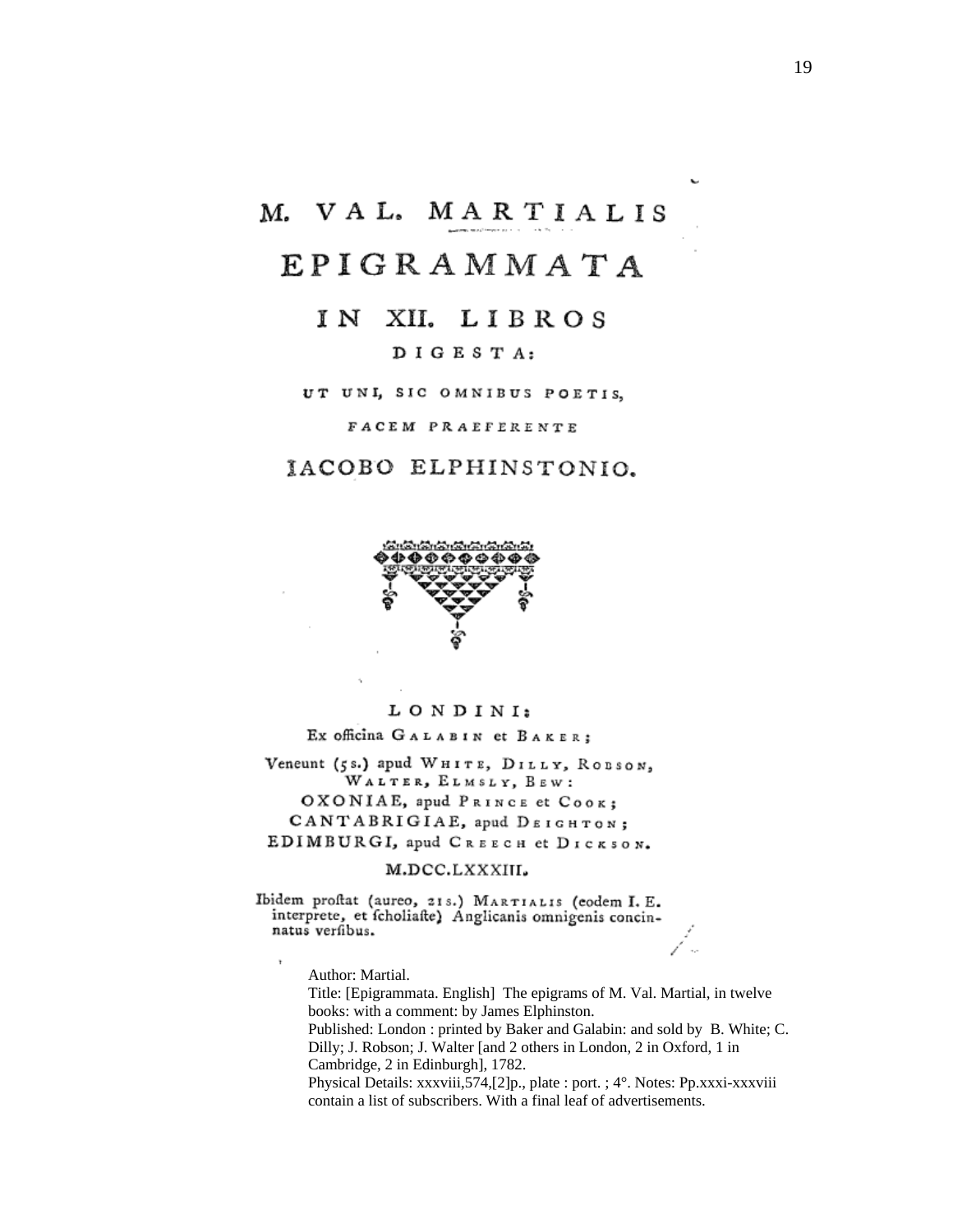# M. VAL. MARTIALIS

# EPIGRAMMATA

## IN XII. LIBROS

DIGESTA:

UT UNI, SIC OMNIBUS POETIS,

FACEM PRAEFERENTE

IACOBO ELPHINSTONIO.

LONDINI:

Ex officina GALABIN et BAKER;

Veneunt (5s.) apud WHITE, DILLY, ROBSON, WALTER, ELMSLY, BEW:

OXONIAE, apud PRINCE et COOK;

CANTABRIGIAE, apud DEIGHTON;

EDIMBURGI, apud CREECH et DICKSON.

M.DCC.LXXXIII.

Ibidem proſtat (aureo, 21s.) MARTIALIS (eodem I. E. interprete, et ſcholiaſte) Anglicanis omnigenis concinnatus verſibus.

Author: Martial.

Title: [Epigrammata. English] The epigrams of M. Val. Martial, in twelve books: with a comment: by James Elphinston.

Published: London : printed by Baker and Galabin: and sold by B. White; C. Dilly; J. Robson; J. Walter [and 2 others in London, 2 in Oxford, 1 in Cambridge, 2 in Edinburgh], 1782.

Physical Details: xxxviii,574,[2]p., plate : port. ; 4°. Notes: Pp.xxxi-xxxviii contain a list of subscribers. With a final leaf of advertisements.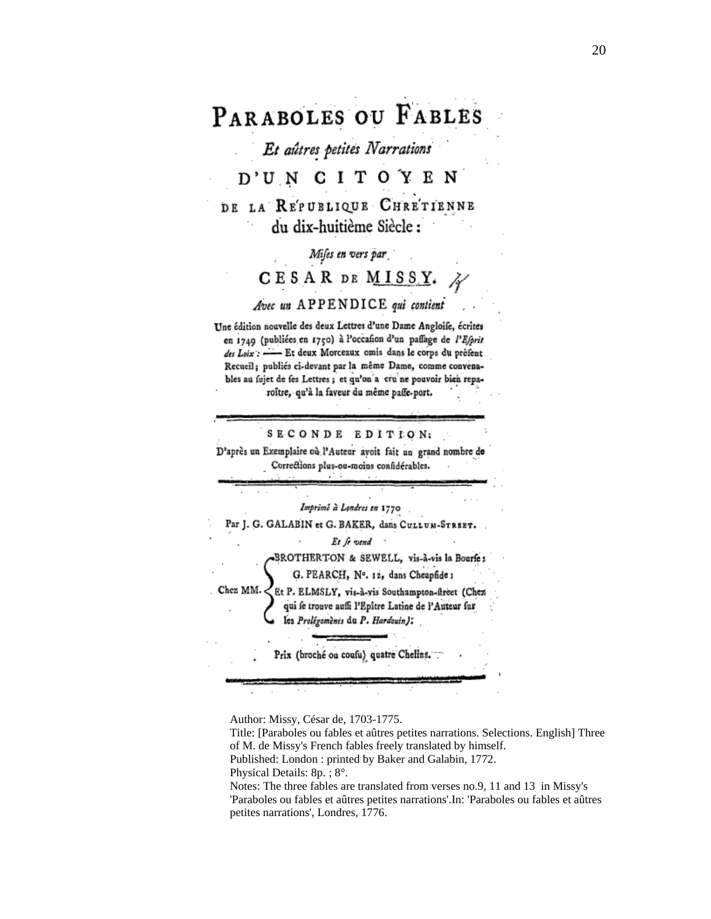# PARABOLES OU FABLES

*Et aûtres petites Narrations*

## D'UN CITOYEN

## DE LA RÉPUBLIQUE CHRÉTIENNE

du dix-huitième Siècle :

*Mises en vers par*

## CESAR DE MISSY.

*Avec un* APPENDICE *qui contient*

Une édition nouvelle des deux Lettres d'une Dame Angloise, écrites en 1749 (publiées en 1750) à l'occasion d'un passage de *l'Esprit des Loix* : —— Et deux Morceaux omis dans le corps du présent Recueil ; publiés ci-devant par la même Dame, comme convenables au sujet de ses Lettres ; et qu'on a cru ne pouvoir bien reparoître, qu'à la faveur du même passe-port.

---

SECONDE EDITION :

D'après un Exemplaire où l'Auteur avoit fait un grand nombre de Corrections plus-ou-moins considérables.

---

*Imprimé à Londres en* 1770

Par J. G. GALABIN et G. BAKER, dans CULLUM-STREET.

*Et se vend*

Chez MM.
- BROTHERTON & SEWELL, vis-à-vis la Bourse :
- G. PEARCH, N°. 12, dans Cheapside :
- Et P. ELMSLY, vis-à-vis Southampton-street (Chez qui se trouve aussi l'Epître Latine de l'Auteur sur les *Prolégomènes* du *P. Hardouin)* :

Prix (broché ou cousu) quatre Chelins.

---

Author: Missy, César de, 1703-1775.
Title: [Paraboles ou fables et aûtres petites narrations. Selections. English] Three of M. de Missy's French fables freely translated by himself.
Published: London : printed by Baker and Galabin, 1772.
Physical Details: 8p. ; 8°.
Notes: The three fables are translated from verses no.9, 11 and 13 in Missy's 'Paraboles ou fables et aûtres petites narrations'.In: 'Paraboles ou fables et aûtres petites narrations', Londres, 1776.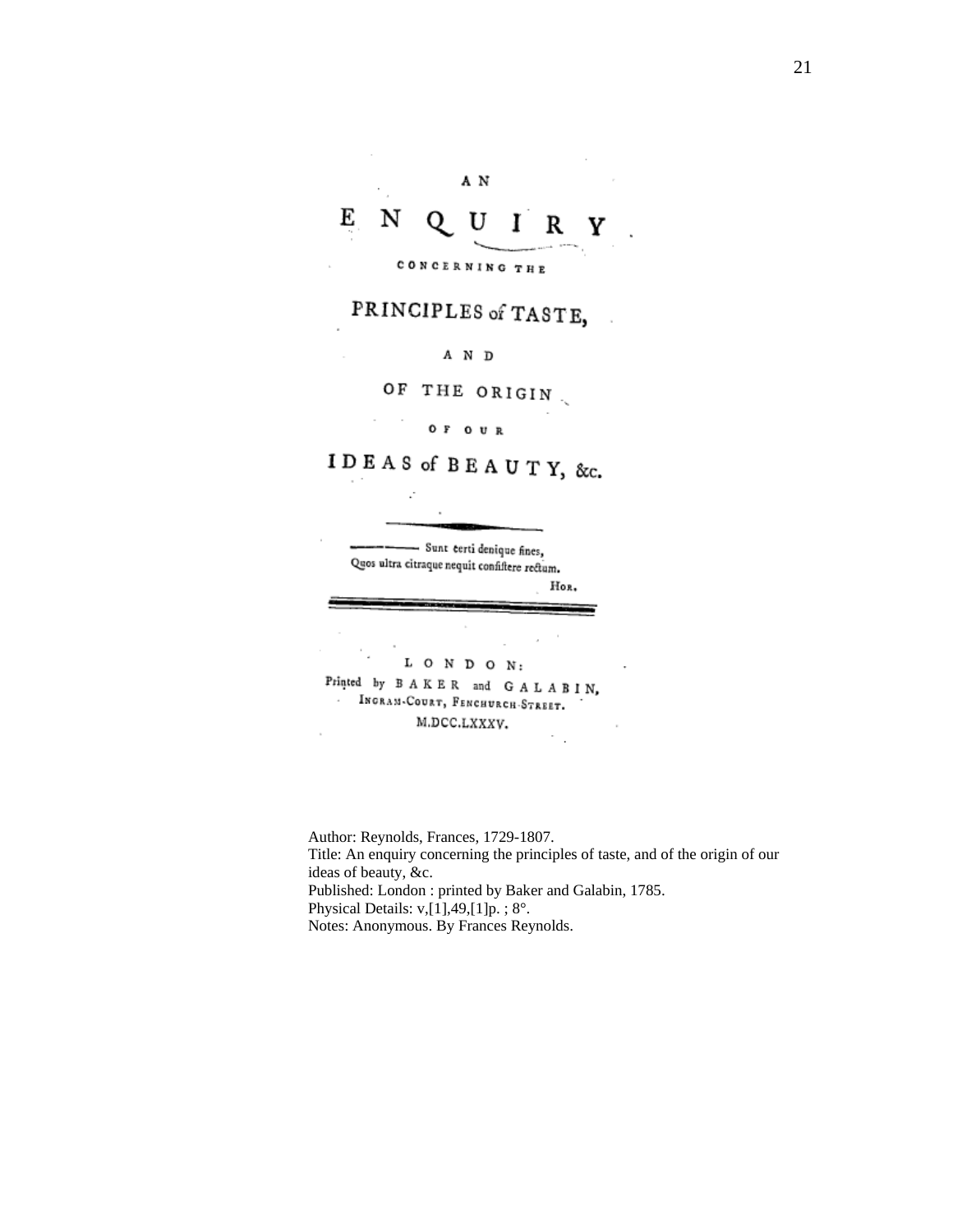AN

# ENQUIRY

CONCERNING THE

## PRINCIPLES of TASTE,

AND

OF THE ORIGIN

OF OUR

## IDEAS of BEAUTY, &c.

——— Sunt certi denique fines,
Quos ultra citraque nequit consistere rectum.

HOR.

LONDON:
Printed by BAKER and GALABIN,
INGRAM-COURT, FENCHURCH-STREET.
M.DCC.LXXXV.

Author: Reynolds, Frances, 1729-1807.
Title: An enquiry concerning the principles of taste, and of the origin of our ideas of beauty, &c.
Published: London : printed by Baker and Galabin, 1785.
Physical Details: v,[1],49,[1]p. ; 8°.
Notes: Anonymous. By Frances Reynolds.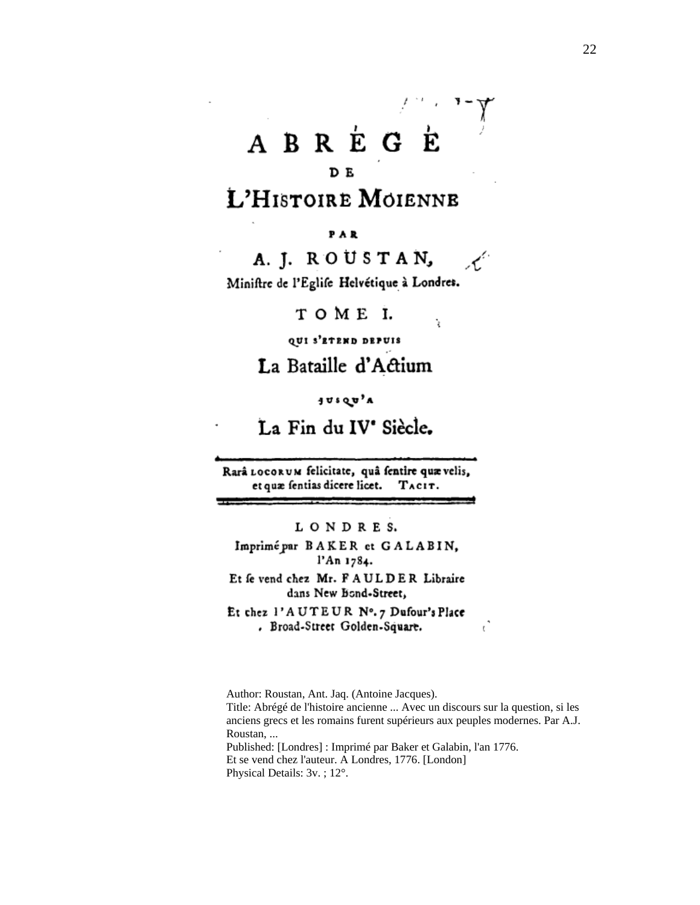# ABRÉGÉ

DE

# L'HISTOIRE MOIENNE

PAR

A. J. ROUSTAN,

Miniſtre de l'Egliſe Helvétique à Londres.

TOME I.

QUI S'ETEND DEPUIS

La Bataille d'Actium

JUSQU'A

La Fin du IV<sup>e</sup> Siècle.

---

Rarâ LOCORUM felicitate, quâ ſentire quæ velis, et quæ ſentias dicere licet. TACIT.

---

LONDRES.

Imprimé par BAKER et GALABIN, l'An 1784.

Et ſe vend chez Mr. FAULDER Libraire dans New Bond-Street,

Et chez l'AUTEUR N°. 7 Dufour's Place, Broad-Street Golden-Square.

Author: Roustan, Ant. Jaq. (Antoine Jacques).
Title: Abrégé de l'histoire ancienne ... Avec un discours sur la question, si les anciens grecs et les romains furent supérieurs aux peuples modernes. Par A.J. Roustan, ...
Published: [Londres] : Imprimé par Baker et Galabin, l'an 1776.
Et se vend chez l'auteur. A Londres, 1776. [London]
Physical Details: 3v. ; 12°.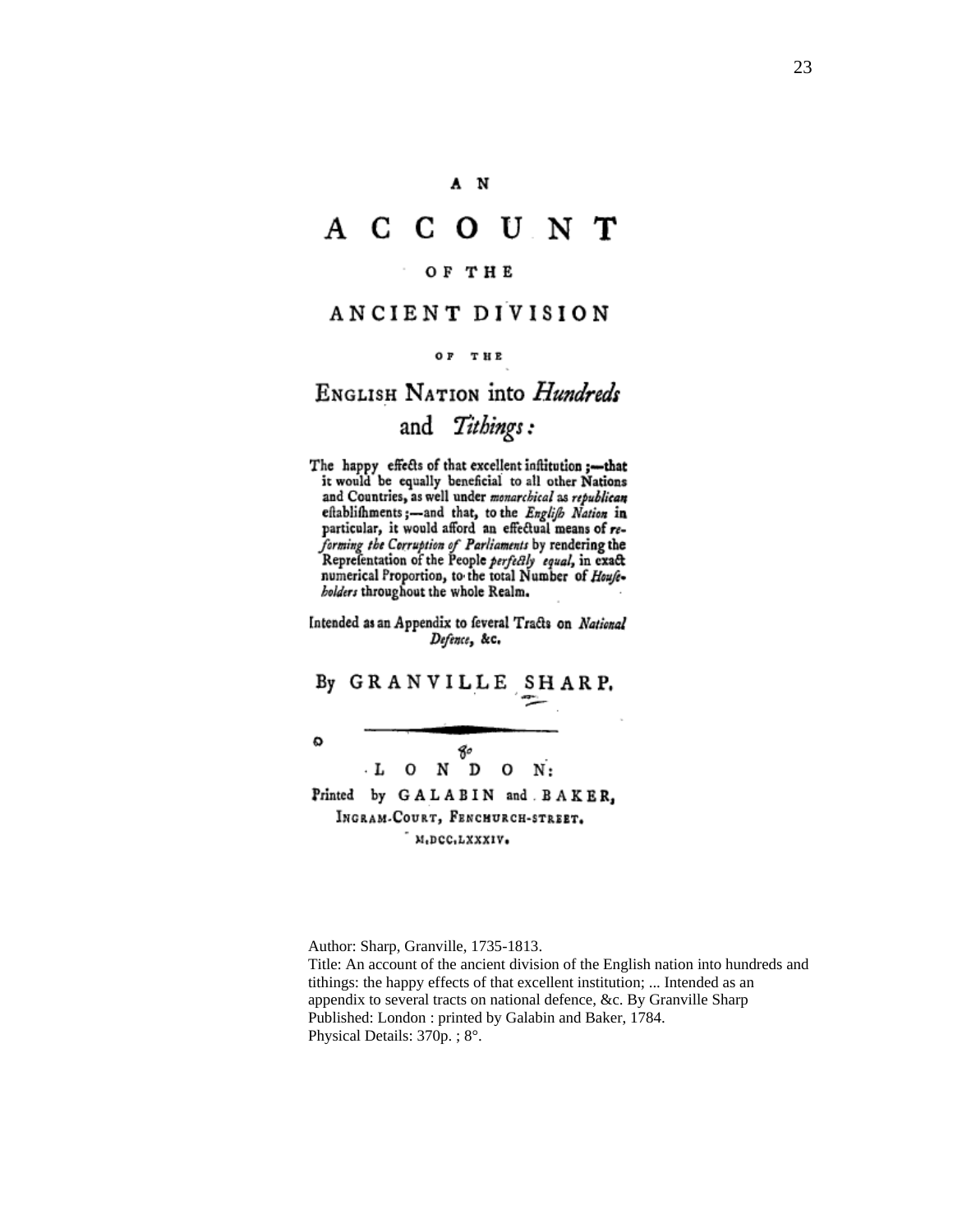# AN ACCOUNT OF THE ANCIENT DIVISION OF THE ENGLISH NATION into *Hundreds* and *Tithings*:

The happy effects of that excellent inſtitution;—that it would be equally beneficial to all other Nations and Countries, as well under *monarchical* as *republican* eſtabliſhments;—and that, to the *Engliſh Nation* in particular, it would afford an effectual means of *reforming the Corruption of Parliaments* by rendering the Repreſentation of the People *perfectly equal*, in exact numerical Proportion, to the total Number of *Houſeholders* throughout the whole Realm.

Intended as an Appendix to ſeveral Tracts on *National Defence*, &c.

By GRANVILLE SHARP.

LONDON:

Printed by GALABIN and BAKER, INGRAM-COURT, FENCHURCH-STREET.

M,DCC,LXXXIV.

Author: Sharp, Granville, 1735-1813.
Title: An account of the ancient division of the English nation into hundreds and tithings: the happy effects of that excellent institution; ... Intended as an appendix to several tracts on national defence, &c. By Granville Sharp
Published: London : printed by Galabin and Baker, 1784.
Physical Details: 370p. ; 8°.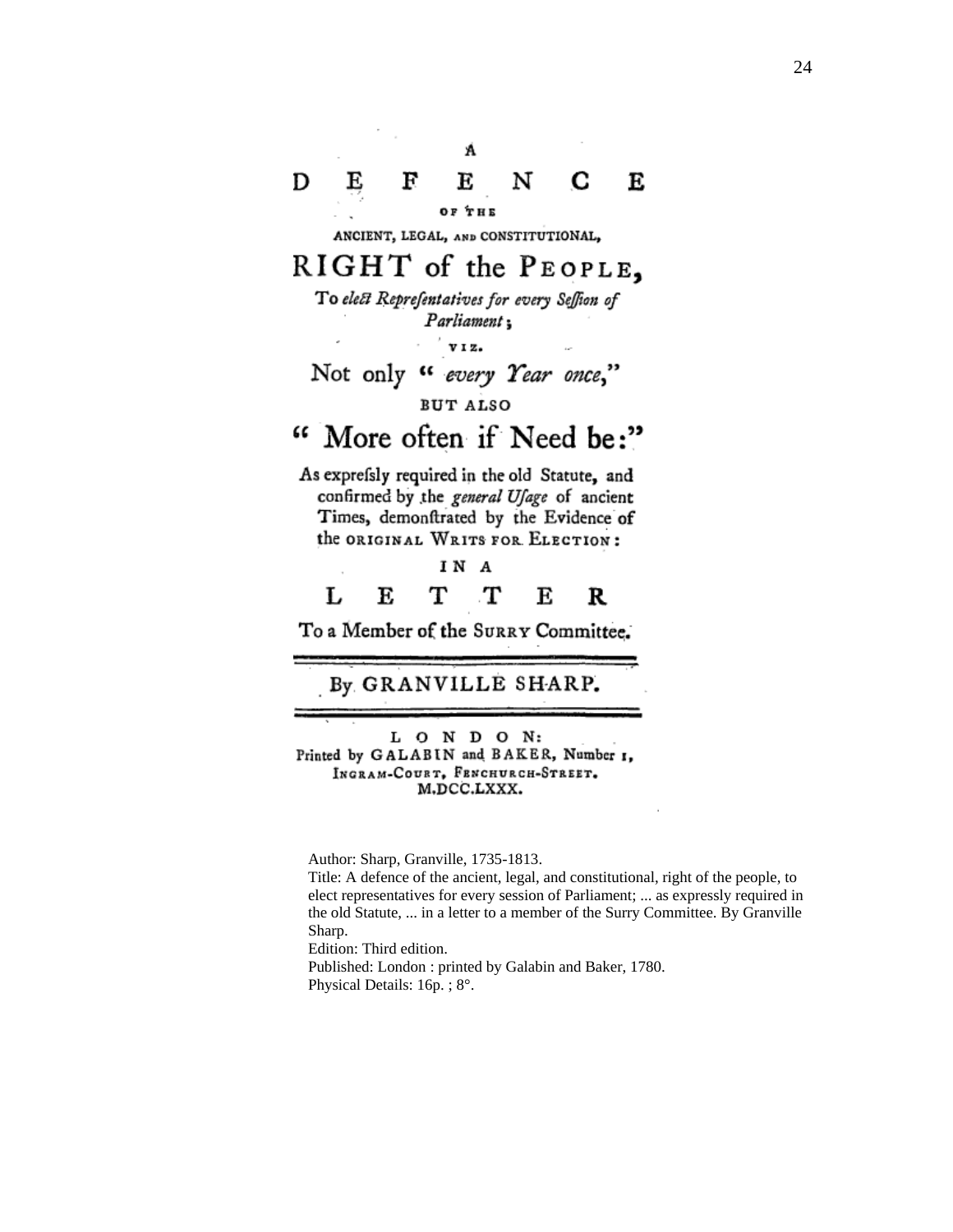A

# D E F E N C E

OF THE

ANCIENT, LEGAL, AND CONSTITUTIONAL,

# RIGHT of the PEOPLE,

To *elect Representatives for every Seſſion of Parliament*;

VIZ.

Not only "*every Year once*,"

BUT ALSO

## "More often if Need be:"

As expreſsly required in the old Statute, and confirmed by the *general Uſage* of ancient Times, demonſtrated by the Evidence of the ORIGINAL WRITS FOR ELECTION:

IN A

# L E T T E R

To a Member of the SURRY Committee.

---

By GRANVILLE SHARP.

---

L O N D O N:
Printed by GALABIN and BAKER, Number 1,
INGRAM-COURT, FENCHURCH-STREET.
M.DCC.LXXX.

Author: Sharp, Granville, 1735-1813.
Title: A defence of the ancient, legal, and constitutional, right of the people, to elect representatives for every session of Parliament; ... as expressly required in the old Statute, ... in a letter to a member of the Surry Committee. By Granville Sharp.
Edition: Third edition.
Published: London : printed by Galabin and Baker, 1780.
Physical Details: 16p. ; 8°.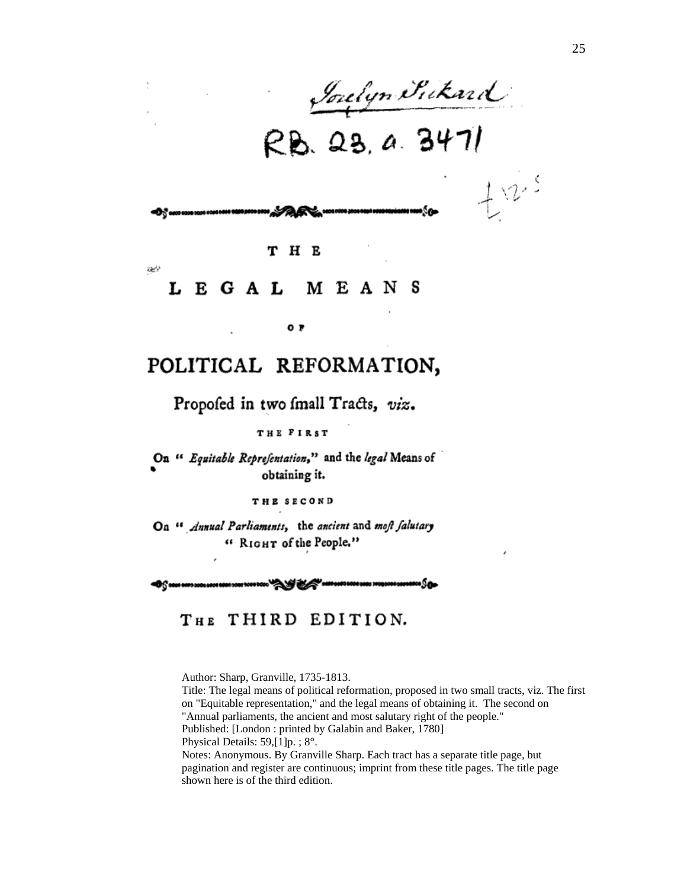Jocelyn Pickard

RB. 23. a. 3471

£12.5

THE

# LEGAL MEANS

OF

# POLITICAL REFORMATION,

Propofed in two fmall Tracts, *viz.*

THE FIRST

On "*Equitable Reprefentation,*" and the *legal* Means of obtaining it.

THE SECOND

On "*Annual Parliaments,* the *ancient* and *moft falutary* "RIGHT of the People."

THE THIRD EDITION.

Author: Sharp, Granville, 1735-1813.
Title: The legal means of political reformation, proposed in two small tracts, viz. The first on "Equitable representation," and the legal means of obtaining it. The second on "Annual parliaments, the ancient and most salutary right of the people."
Published: [London : printed by Galabin and Baker, 1780]
Physical Details: 59,[1]p. ; 8°.
Notes: Anonymous. By Granville Sharp. Each tract has a separate title page, but pagination and register are continuous; imprint from these title pages. The title page shown here is of the third edition.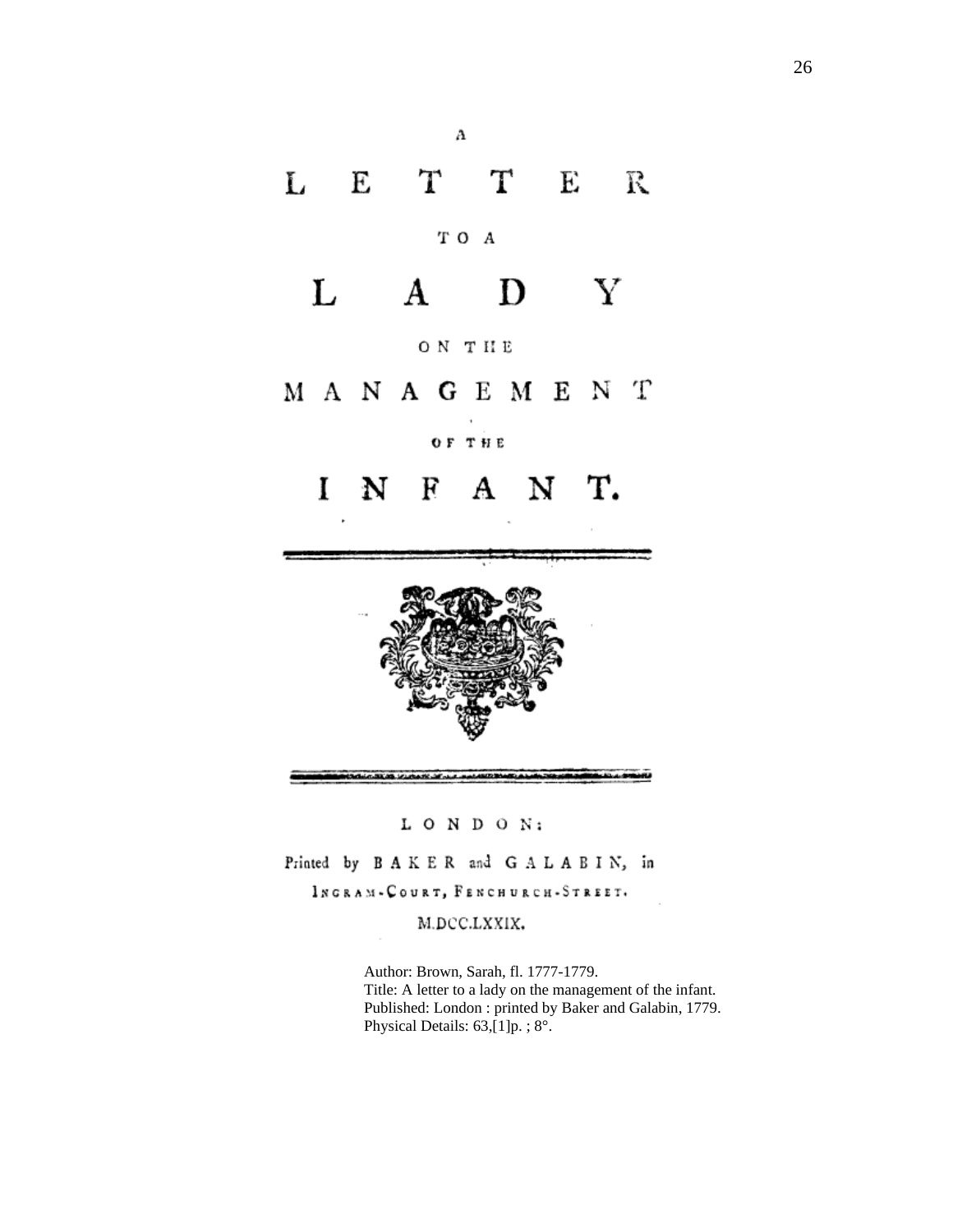A

# LETTER

TO A

# LADY

ON THE

# MANAGEMENT

OF THE

# INFANT.

LONDON:

Printed by BAKER and GALABIN, in INGRAM-COURT, FENCHURCH-STREET.

M.DCC.LXXIX.

Author: Brown, Sarah, fl. 1777-1779.
Title: A letter to a lady on the management of the infant.
Published: London : printed by Baker and Galabin, 1779.
Physical Details: 63,[1]p. ; 8°.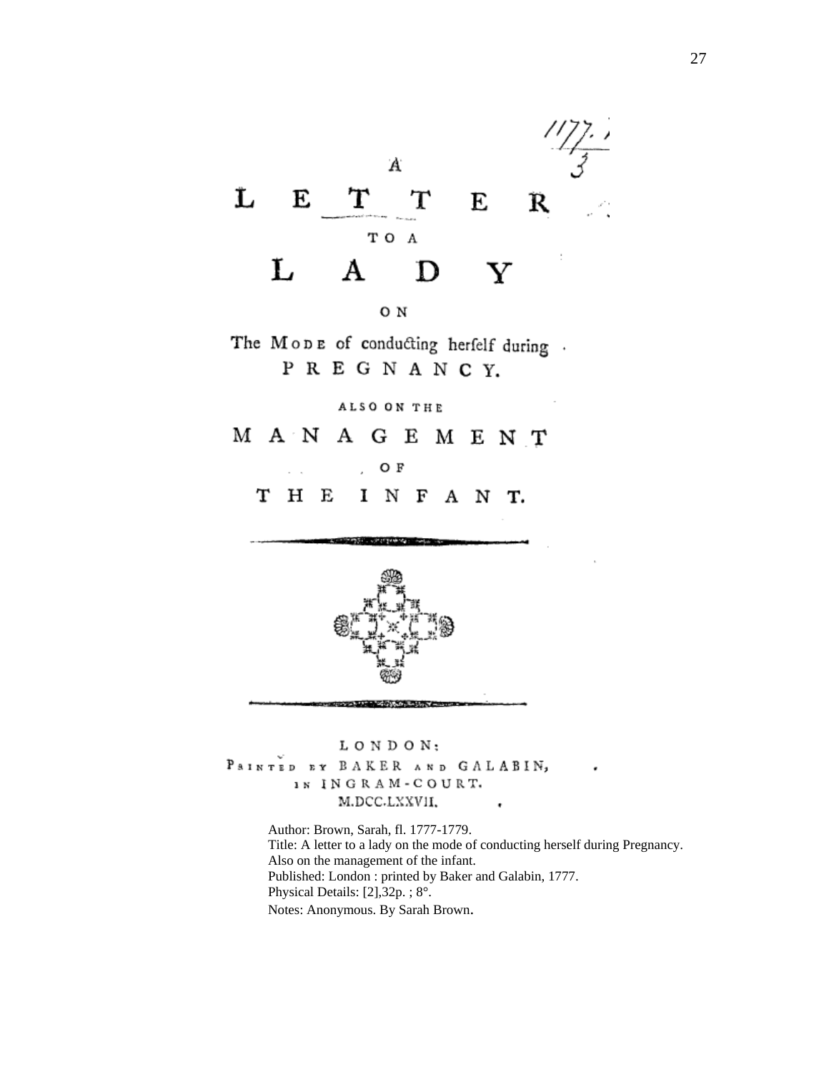1177.
3

# A LETTER TO A LADY

ON

The MODE of conducting herfelf during PREGNANCY.

ALSO ON THE

## MANAGEMENT OF THE INFANT.

LONDON:
PRINTED BY BAKER AND GALABIN,
IN INGRAM-COURT.
M.DCC.LXXVII.

Author: Brown, Sarah, fl. 1777-1779.
Title: A letter to a lady on the mode of conducting herself during Pregnancy. Also on the management of the infant.
Published: London : printed by Baker and Galabin, 1777.
Physical Details: [2],32p. ; 8°.
Notes: Anonymous. By Sarah Brown.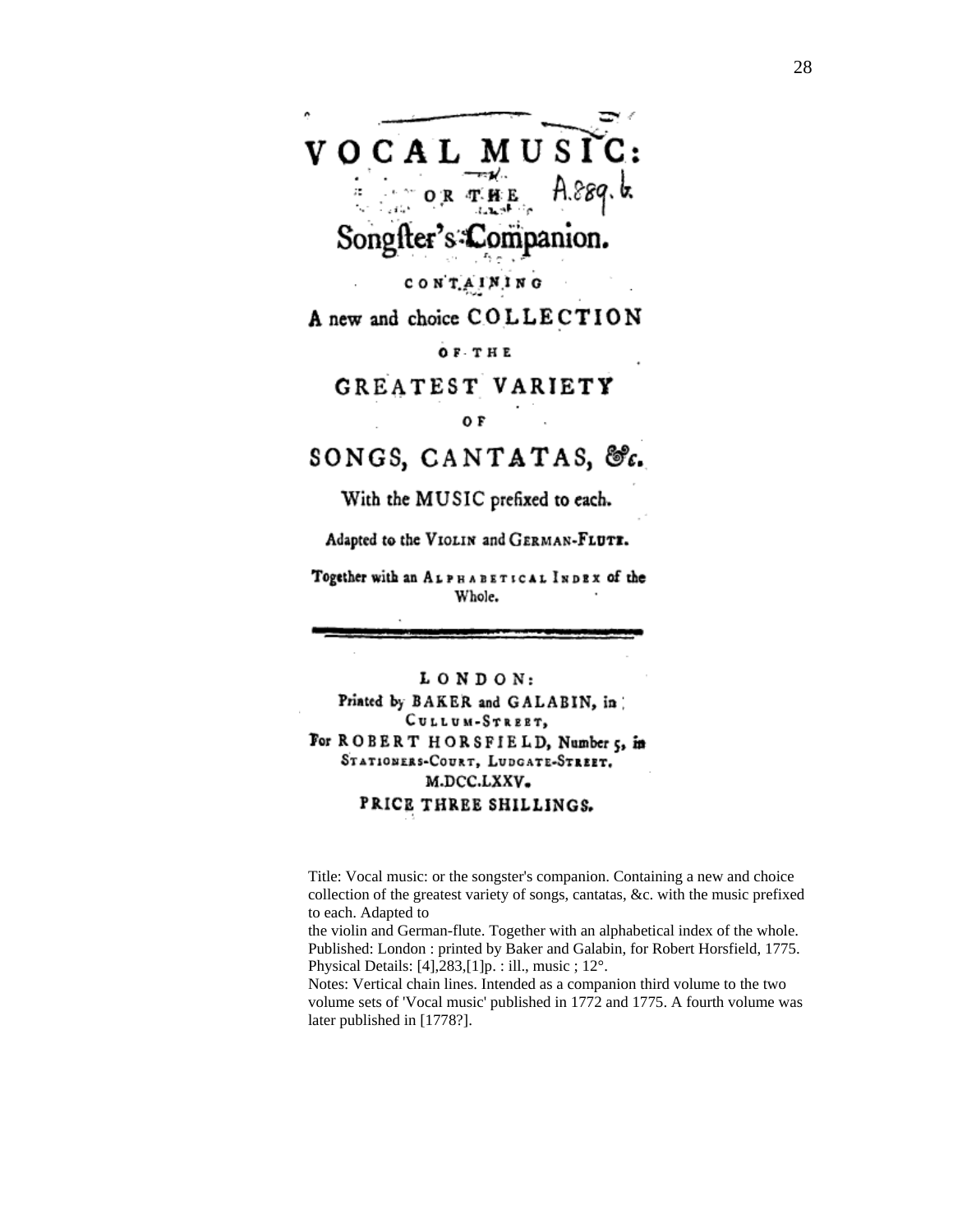# VOCAL MUSIC:

OR THE A.889.b.

## Songster's Companion.

CONTAINING

A new and choice COLLECTION

OF THE

GREATEST VARIETY

OF

SONGS, CANTATAS, &c.

With the MUSIC prefixed to each.

Adapted to the VIOLIN and GERMAN-FLUTE.

Together with an ALPHABETICAL INDEX of the Whole.

---

LONDON:

Printed by BAKER and GALABIN, in CULLUM-STREET,

For ROBERT HORSFIELD, Number 5, in STATIONERS-COURT, LUDGATE-STREET.

M.DCC.LXXV.

PRICE THREE SHILLINGS.

Title: Vocal music: or the songster's companion. Containing a new and choice collection of the greatest variety of songs, cantatas, &c. with the music prefixed to each. Adapted to the violin and German-flute. Together with an alphabetical index of the whole.

Published: London : printed by Baker and Galabin, for Robert Horsfield, 1775.

Physical Details: [4],283,[1]p. : ill., music ; 12°.

Notes: Vertical chain lines. Intended as a companion third volume to the two volume sets of 'Vocal music' published in 1772 and 1775. A fourth volume was later published in [1778?].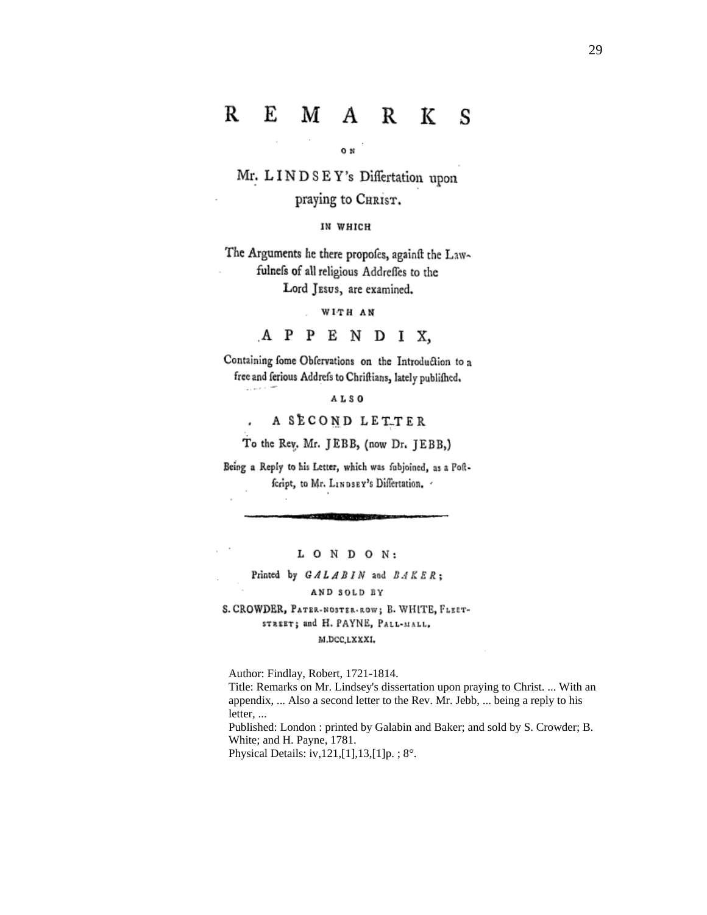# REMARKS

ON

## Mr. LINDSEY's Differtation upon praying to CHRIST.

IN WHICH

The Arguments he there propofes, againft the Lawfulnefs of all religious Addreffes to the Lord JESUS, are examined.

WITH AN

## APPENDIX,

Containing fome Obfervations on the Introduction to a free and ferious Addrefs to Chriftians, lately publifhed.

ALSO

## A SECOND LETTER

To the Rev. Mr. JEBB, (now Dr. JEBB,)

Being a Reply to his Letter, which was fubjoined, as a Poftfcript, to Mr. LINDSEY's Differtation.

---

LONDON:

Printed by *GALABIN* and *BAKER*;

AND SOLD BY

S. CROWDER, PATER-NOSTER-ROW; B. WHITE, FLEET-STREET; and H. PAYNE, PALL-MALL.

M.DCC.LXXXI.

Author: Findlay, Robert, 1721-1814.

Title: Remarks on Mr. Lindsey's dissertation upon praying to Christ. ... With an appendix, ... Also a second letter to the Rev. Mr. Jebb, ... being a reply to his letter, ...

Published: London : printed by Galabin and Baker; and sold by S. Crowder; B. White; and H. Payne, 1781.

Physical Details: iv,121,[1],13,[1]p. ; 8°.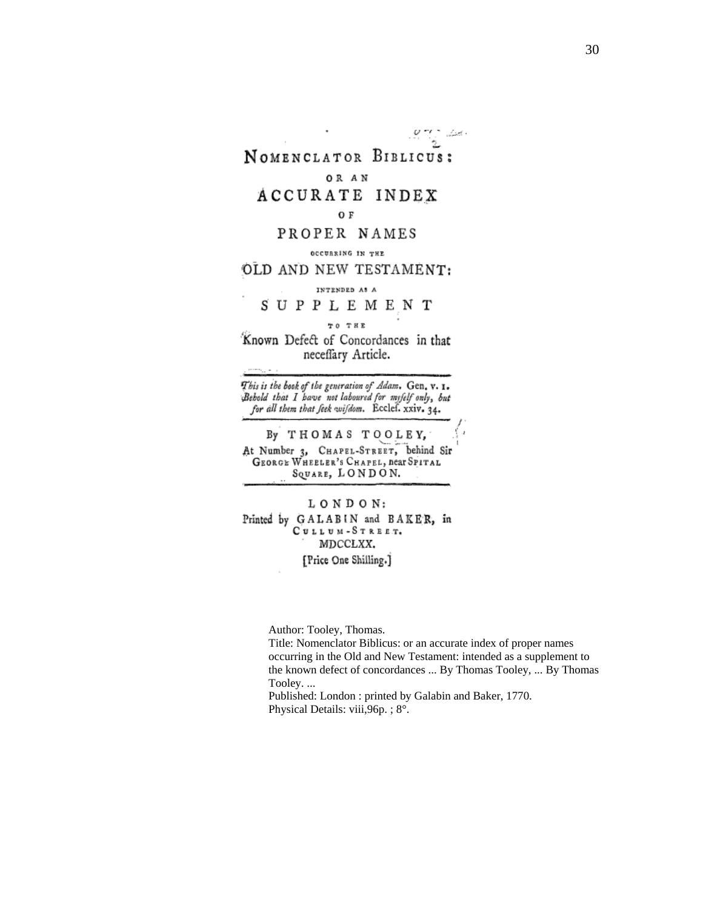# NOMENCLATOR BIBLICUS:

OR AN

## ACCURATE INDEX

OF

## PROPER NAMES

OCCURRING IN THE

## OLD AND NEW TESTAMENT:

INTENDED AS A

## SUPPLEMENT

TO THE

Known Defect of Concordances in that neceffary Article.

---

*This is the book of the generation of Adam.* Gen. v. 1. *Behold that I have not laboured for myfelf only, but for all them that feek wifdom.* Ecclef. xxiv. 34.

---

By THOMAS TOOLEY,

At Number 3, CHAPEL-STREET, behind Sir GEORGE WHEELER'S CHAPEL, near SPITAL SQUARE, LONDON.

---

LONDON:

Printed by GALABIN and BAKER, in CULLUM-STREET.

MDCCLXX.

[Price One Shilling.]

Author: Tooley, Thomas.
Title: Nomenclator Biblicus: or an accurate index of proper names occurring in the Old and New Testament: intended as a supplement to the known defect of concordances ... By Thomas Tooley, ... By Thomas Tooley. ...
Published: London : printed by Galabin and Baker, 1770.
Physical Details: viii,96p. ; 8°.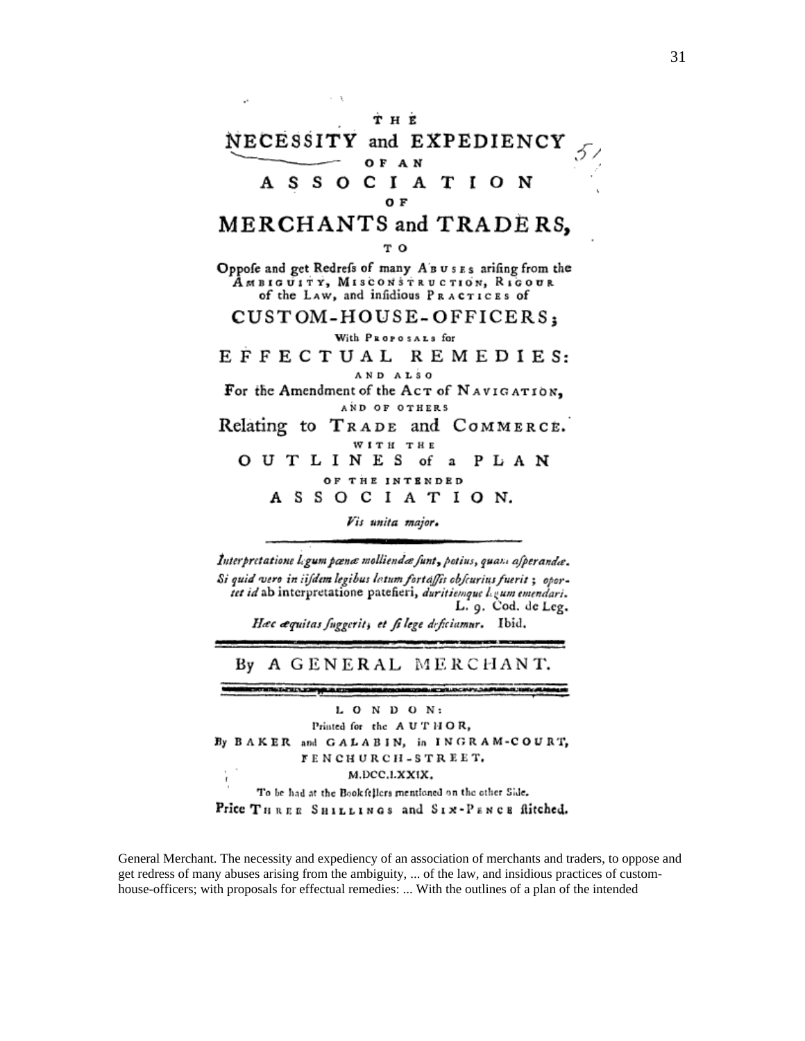THE

# NECESSITY and EXPEDIENCY

OF AN

# ASSOCIATION

OF

# MERCHANTS and TRADERS,

TO

Oppofe and get Redrefs of many ABUSES arifing from the AMBIGUITY, MISCONSTRUCTION, RIGOUR of the LAW, and infidious PRACTICES of

## CUSTOM-HOUSE-OFFICERS;

With PROPOSALS for

## EFFECTUAL REMEDIES:

AND ALSO

For the Amendment of the ACT of NAVIGATION,

AND OF OTHERS

Relating to TRADE and COMMERCE.

WITH THE

## OUTLINES of a PLAN

OF THE INTENDED

## ASSOCIATION.

*Vis unita major.*

*Interpretatione legum pœnæ molliendæ funt, potius, quam afperandæ. Si quid vero in iifdem legibus lœtum fortaffis obfcurius fuerit; oportet id* ab interpretatione patefieri, *duritiemque legum emendari.* L. 9. Cod. de Leg.

*Hæc æquitas fuggerit, et fi lege deficiamur.* Ibid.

By A GENERAL MERCHANT.

LONDON:
Printed for the AUTHOR,
By BAKER and GALABIN, in INGRAM-COURT,
FENCHURCH-STREET.
M.DCC.LXXIX.

To be had at the Bookfellers mentioned on the other Side.

Price THREE SHILLINGS and SIX-PENCE ftitched.

General Merchant. The necessity and expediency of an association of merchants and traders, to oppose and get redress of many abuses arising from the ambiguity, ... of the law, and insidious practices of custom-house-officers; with proposals for effectual remedies: ... With the outlines of a plan of the intended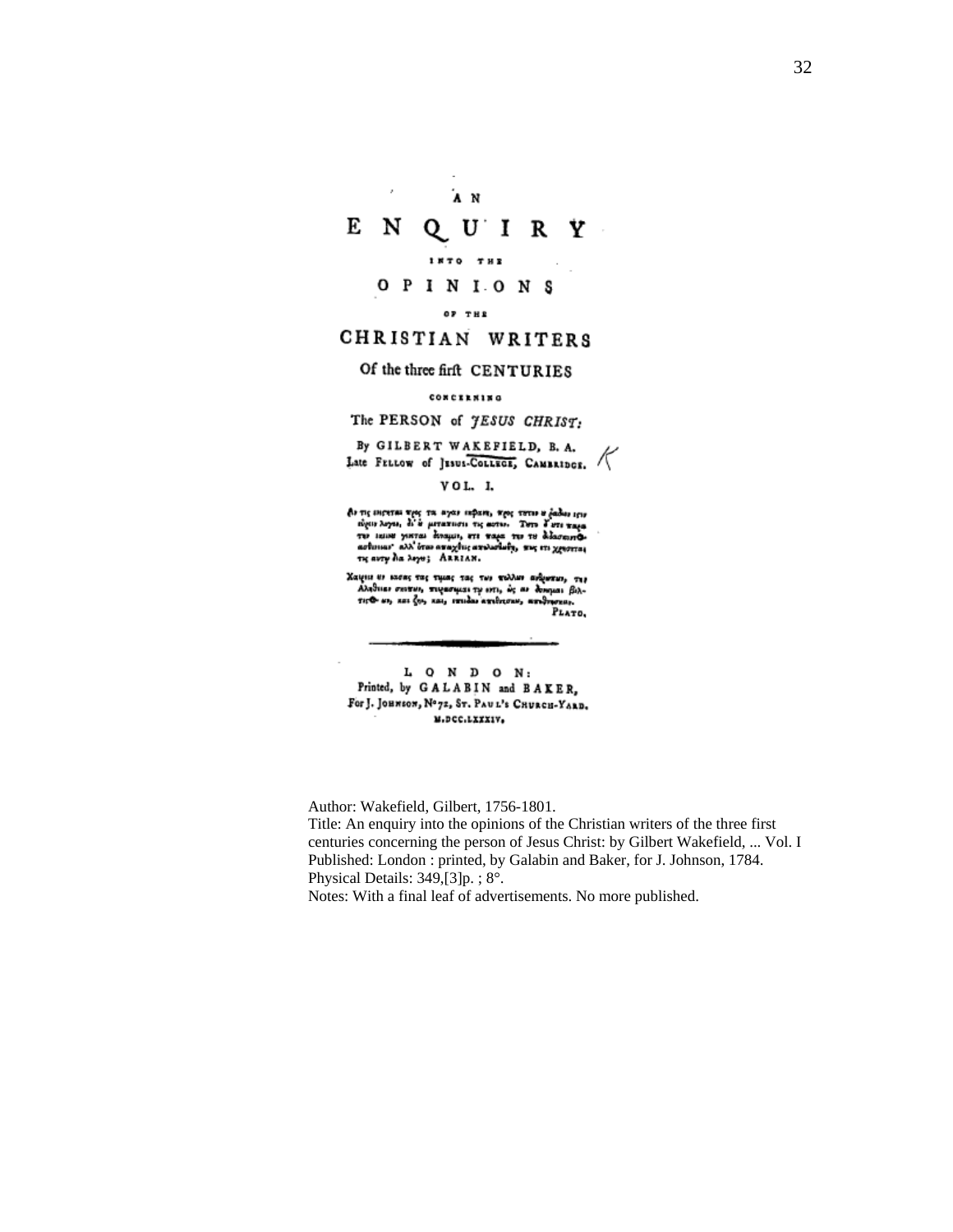AN

# ENQUIRY

INTO THE

## OPINIONS

OF THE

## CHRISTIAN WRITERS

Of the three firſt CENTURIES

CONCERNING

The PERSON of *JESUS CHRIST*:

By GILBERT WAKEFIELD, B. A.
Late FELLOW of JESUS-COLLEGE, CAMBRIDGE.

VOL. I.

Αν τις ενιςηται προς τα αγαν εναργη, προς τουτον ου ῥᾳδιον εςιν ευρειν λογον, δι' ου μεταπεισει τις αυτον. Τουτο δ' ουτε παρα την ιδιαν γινεται δυναμιν, ουτε παρα την του διδασκοντος ασθενειαν· αλλ' όταν απαχθεις απολιθωθη, πως ετι χρησεται τις αυτῳ δια λογου; ARRIAN.

Χαιρειν ουν εασας τας τιμας τας των πολλων ανθρωπων, την Αληθειαν σκοπων, πειρασομαι τῳ οντι, ὡς αν δυνωμαι βελτιστος ων, και ζην, και, επειδαν αποθνησκω, αποθνησκειν. PLATO.

LONDON:
Printed, by GALABIN and BAKER,
For J. JOHNSON, Nº 72, ST. PAUL'S CHURCH-YARD.
M.DCC.LXXXIV.

Author: Wakefield, Gilbert, 1756-1801.
Title: An enquiry into the opinions of the Christian writers of the three first centuries concerning the person of Jesus Christ: by Gilbert Wakefield, ... Vol. I
Published: London : printed, by Galabin and Baker, for J. Johnson, 1784.
Physical Details: 349,[3]p. ; 8°.
Notes: With a final leaf of advertisements. No more published.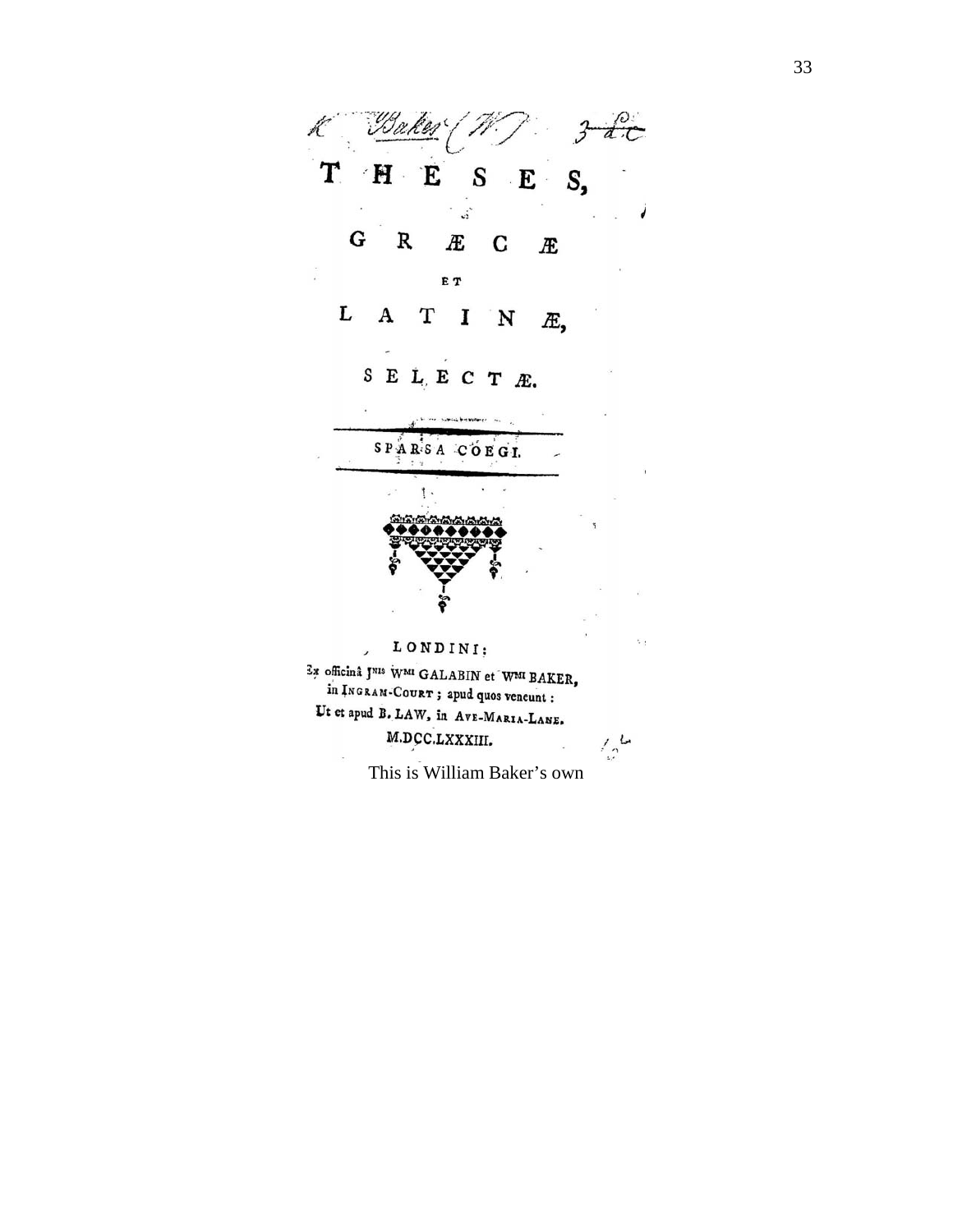K Baker (W.) 3 d.c

# THESES,

# GRÆCÆ

ET

# LATINÆ,

## SELECTÆ.

---

SPARSA COEGI.

---

LONDINI:

Ex officinâ JNIS WMI GALABIN et WMI BAKER,
in INGRAM-COURT; apud quos veneunt:
Ut et apud B. LAW, in AVE-MARIA-LANE.
M.DCC.LXXXIII.

This is William Baker's own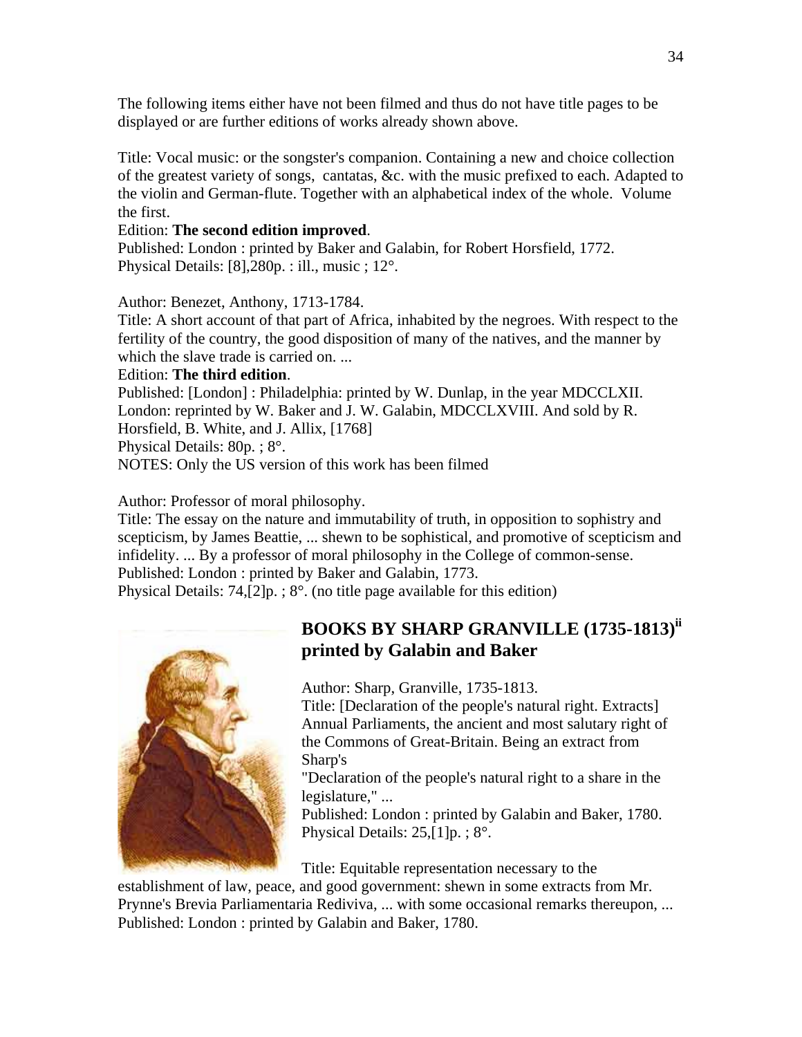The following items either have not been filmed and thus do not have title pages to be displayed or are further editions of works already shown above.

Title: Vocal music: or the songster's companion. Containing a new and choice collection of the greatest variety of songs, cantatas, &c. with the music prefixed to each. Adapted to the violin and German-flute. Together with an alphabetical index of the whole. Volume the first.
Edition: **The second edition improved**.
Published: London : printed by Baker and Galabin, for Robert Horsfield, 1772.
Physical Details: [8],280p. : ill., music ; 12°.

Author: Benezet, Anthony, 1713-1784.
Title: A short account of that part of Africa, inhabited by the negroes. With respect to the fertility of the country, the good disposition of many of the natives, and the manner by which the slave trade is carried on. ...
Edition: **The third edition**.
Published: [London] : Philadelphia: printed by W. Dunlap, in the year MDCCLXII. London: reprinted by W. Baker and J. W. Galabin, MDCCLXVIII. And sold by R. Horsfield, B. White, and J. Allix, [1768]
Physical Details: 80p. ; 8°.
NOTES: Only the US version of this work has been filmed

Author: Professor of moral philosophy.
Title: The essay on the nature and immutability of truth, in opposition to sophistry and scepticism, by James Beattie, ... shewn to be sophistical, and promotive of scepticism and infidelity. ... By a professor of moral philosophy in the College of common-sense.
Published: London : printed by Baker and Galabin, 1773.
Physical Details: 74,[2]p. ; 8°. (no title page available for this edition)

## BOOKS BY SHARP GRANVILLE (1735-1813)[ii] printed by Galabin and Baker

Author: Sharp, Granville, 1735-1813.
Title: [Declaration of the people's natural right. Extracts] Annual Parliaments, the ancient and most salutary right of the Commons of Great-Britain. Being an extract from Sharp's
"Declaration of the people's natural right to a share in the legislature," ...
Published: London : printed by Galabin and Baker, 1780.
Physical Details: 25,[1]p. ; 8°.

Title: Equitable representation necessary to the establishment of law, peace, and good government: shewn in some extracts from Mr. Prynne's Brevia Parliamentaria Rediviva, ... with some occasional remarks thereupon, ...
Published: London : printed by Galabin and Baker, 1780.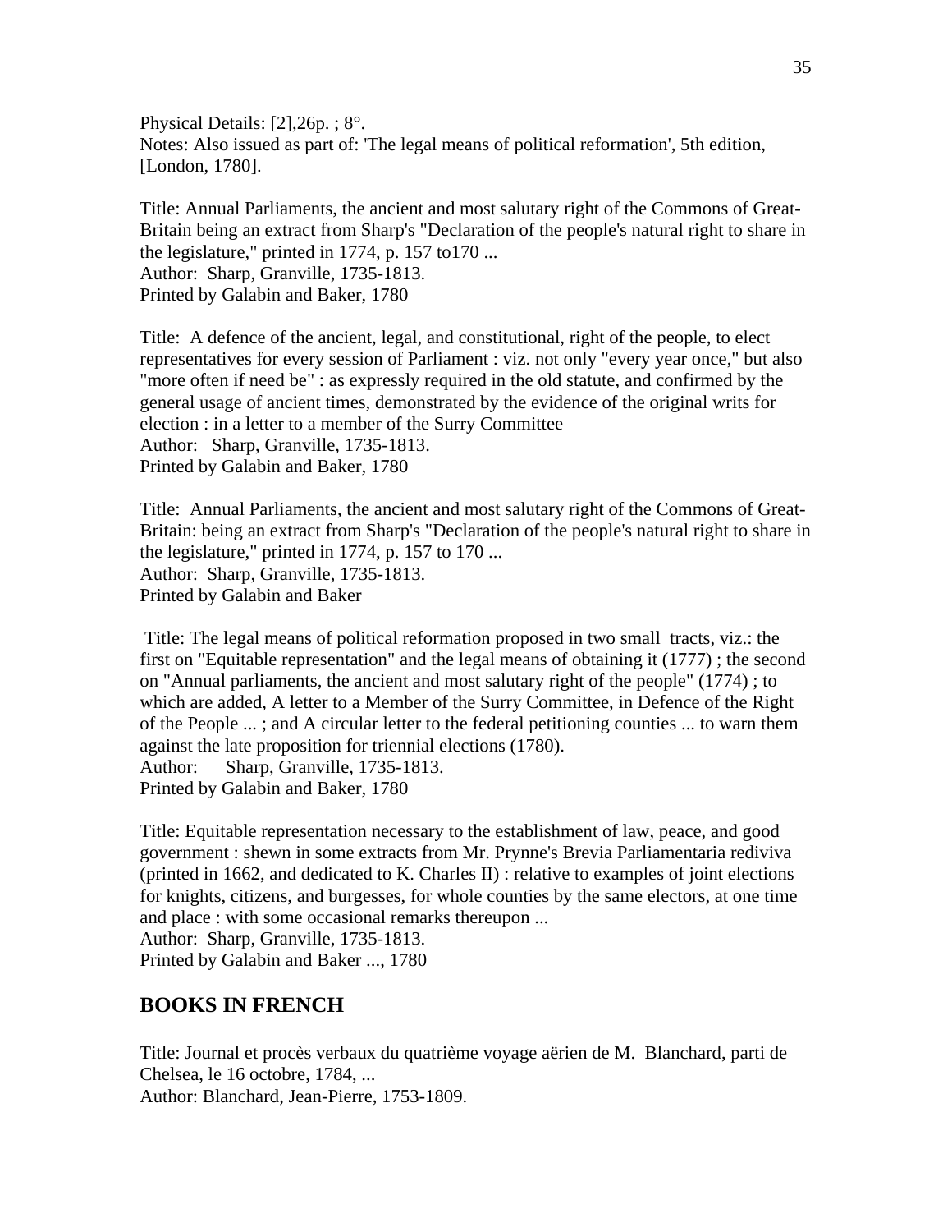Physical Details: [2],26p. ; 8°.
Notes: Also issued as part of: 'The legal means of political reformation', 5th edition, [London, 1780].

Title: Annual Parliaments, the ancient and most salutary right of the Commons of Great-Britain being an extract from Sharp's "Declaration of the people's natural right to share in the legislature," printed in 1774, p. 157 to170 ...
Author: Sharp, Granville, 1735-1813.
Printed by Galabin and Baker, 1780

Title: A defence of the ancient, legal, and constitutional, right of the people, to elect representatives for every session of Parliament : viz. not only "every year once," but also "more often if need be" : as expressly required in the old statute, and confirmed by the general usage of ancient times, demonstrated by the evidence of the original writs for election : in a letter to a member of the Surry Committee
Author: Sharp, Granville, 1735-1813.
Printed by Galabin and Baker, 1780

Title: Annual Parliaments, the ancient and most salutary right of the Commons of Great-Britain: being an extract from Sharp's "Declaration of the people's natural right to share in the legislature," printed in 1774, p. 157 to 170 ...
Author: Sharp, Granville, 1735-1813.
Printed by Galabin and Baker

Title: The legal means of political reformation proposed in two small tracts, viz.: the first on "Equitable representation" and the legal means of obtaining it (1777) ; the second on "Annual parliaments, the ancient and most salutary right of the people" (1774) ; to which are added, A letter to a Member of the Surry Committee, in Defence of the Right of the People ... ; and A circular letter to the federal petitioning counties ... to warn them against the late proposition for triennial elections (1780).
Author: Sharp, Granville, 1735-1813.
Printed by Galabin and Baker, 1780

Title: Equitable representation necessary to the establishment of law, peace, and good government : shewn in some extracts from Mr. Prynne's Brevia Parliamentaria rediviva (printed in 1662, and dedicated to K. Charles II) : relative to examples of joint elections for knights, citizens, and burgesses, for whole counties by the same electors, at one time and place : with some occasional remarks thereupon ...
Author: Sharp, Granville, 1735-1813.
Printed by Galabin and Baker ..., 1780

## BOOKS IN FRENCH

Title: Journal et procès verbaux du quatrième voyage aërien de M. Blanchard, parti de Chelsea, le 16 octobre, 1784, ...
Author: Blanchard, Jean-Pierre, 1753-1809.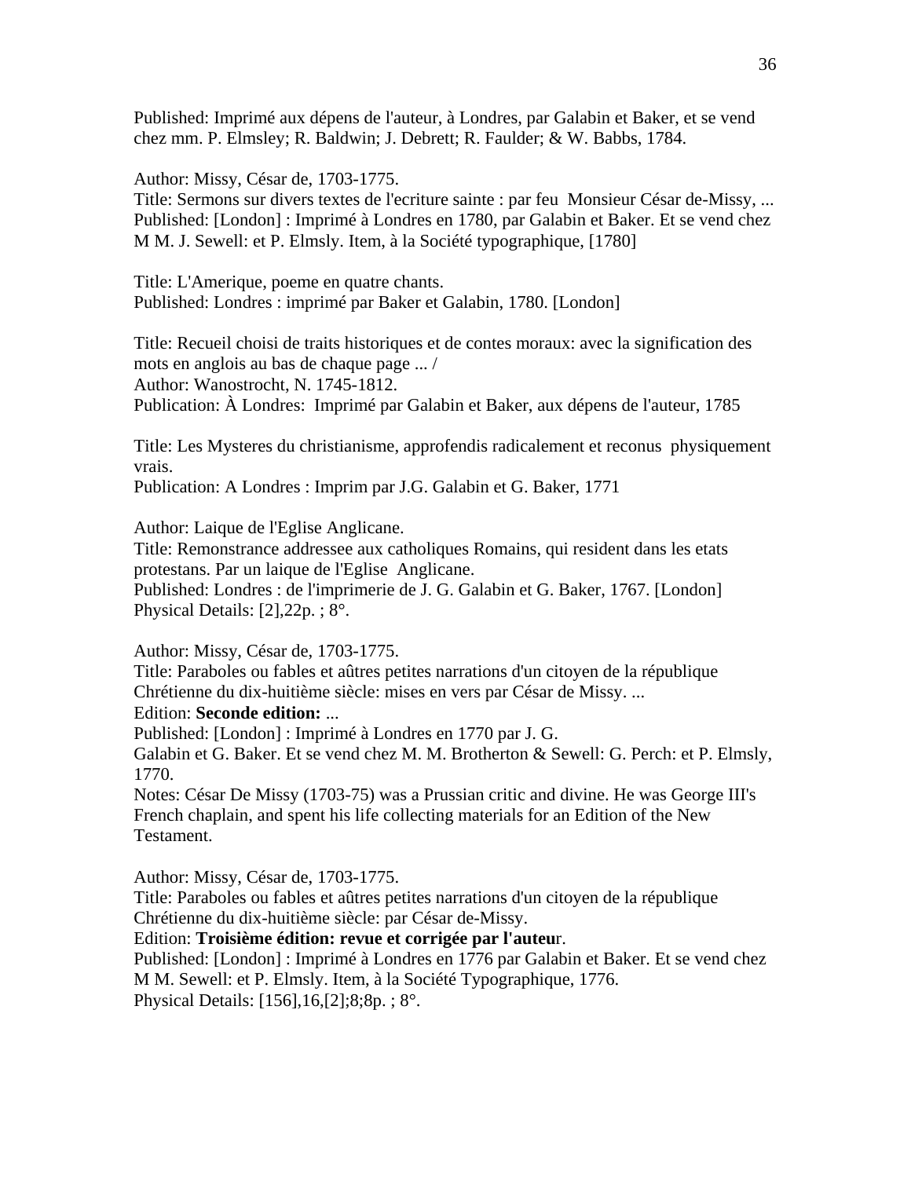Published: Imprimé aux dépens de l'auteur, à Londres, par Galabin et Baker, et se vend chez mm. P. Elmsley; R. Baldwin; J. Debrett; R. Faulder; & W. Babbs, 1784.

Author: Missy, César de, 1703-1775.
Title: Sermons sur divers textes de l'ecriture sainte : par feu Monsieur César de-Missy, ...
Published: [London] : Imprimé à Londres en 1780, par Galabin et Baker. Et se vend chez M M. J. Sewell: et P. Elmsly. Item, à la Société typographique, [1780]

Title: L'Amerique, poeme en quatre chants.
Published: Londres : imprimé par Baker et Galabin, 1780. [London]

Title: Recueil choisi de traits historiques et de contes moraux: avec la signification des mots en anglois au bas de chaque page ... /
Author: Wanostrocht, N. 1745-1812.
Publication: À Londres: Imprimé par Galabin et Baker, aux dépens de l'auteur, 1785

Title: Les Mysteres du christianisme, approfendis radicalement et reconus physiquement vrais.
Publication: A Londres : Imprim par J.G. Galabin et G. Baker, 1771

Author: Laique de l'Eglise Anglicane.
Title: Remonstrance addressee aux catholiques Romains, qui resident dans les etats protestans. Par un laique de l'Eglise Anglicane.
Published: Londres : de l'imprimerie de J. G. Galabin et G. Baker, 1767. [London]
Physical Details: [2],22p. ; 8°.

Author: Missy, César de, 1703-1775.
Title: Paraboles ou fables et aûtres petites narrations d'un citoyen de la république Chrétienne du dix-huitième siècle: mises en vers par César de Missy. ...
Edition: **Seconde edition:** ...
Published: [London] : Imprimé à Londres en 1770 par J. G.
Galabin et G. Baker. Et se vend chez M. M. Brotherton & Sewell: G. Perch: et P. Elmsly, 1770.
Notes: César De Missy (1703-75) was a Prussian critic and divine. He was George III's French chaplain, and spent his life collecting materials for an Edition of the New Testament.

Author: Missy, César de, 1703-1775.
Title: Paraboles ou fables et aûtres petites narrations d'un citoyen de la république Chrétienne du dix-huitième siècle: par César de-Missy.
Edition: **Troisième édition: revue et corrigée par l'auteu**r.
Published: [London] : Imprimé à Londres en 1776 par Galabin et Baker. Et se vend chez M M. Sewell: et P. Elmsly. Item, à la Société Typographique, 1776.
Physical Details: [156],16,[2];8;8p. ; 8°.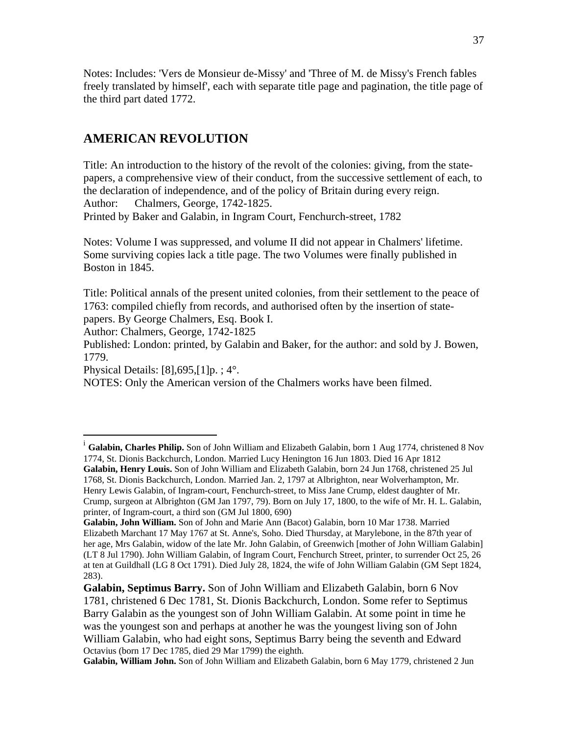Notes: Includes: 'Vers de Monsieur de-Missy' and 'Three of M. de Missy's French fables freely translated by himself', each with separate title page and pagination, the title page of the third part dated 1772.

## AMERICAN REVOLUTION

Title: An introduction to the history of the revolt of the colonies: giving, from the state-papers, a comprehensive view of their conduct, from the successive settlement of each, to the declaration of independence, and of the policy of Britain during every reign.
Author: Chalmers, George, 1742-1825.
Printed by Baker and Galabin, in Ingram Court, Fenchurch-street, 1782

Notes: Volume I was suppressed, and volume II did not appear in Chalmers' lifetime. Some surviving copies lack a title page. The two Volumes were finally published in Boston in 1845.

Title: Political annals of the present united colonies, from their settlement to the peace of 1763: compiled chiefly from records, and authorised often by the insertion of state-papers. By George Chalmers, Esq. Book I.
Author: Chalmers, George, 1742-1825
Published: London: printed, by Galabin and Baker, for the author: and sold by J. Bowen, 1779.
Physical Details: [8],695,[1]p. ; 4°.
NOTES: Only the American version of the Chalmers works have been filmed.

---

[i] **Galabin, Charles Philip.** Son of John William and Elizabeth Galabin, born 1 Aug 1774, christened 8 Nov 1774, St. Dionis Backchurch, London. Married Lucy Henington 16 Jun 1803. Died 16 Apr 1812
**Galabin, Henry Louis.** Son of John William and Elizabeth Galabin, born 24 Jun 1768, christened 25 Jul 1768, St. Dionis Backchurch, London. Married Jan. 2, 1797 at Albrighton, near Wolverhampton, Mr. Henry Lewis Galabin, of Ingram-court, Fenchurch-street, to Miss Jane Crump, eldest daughter of Mr. Crump, surgeon at Albrighton (GM Jan 1797, 79). Born on July 17, 1800, to the wife of Mr. H. L. Galabin, printer, of Ingram-court, a third son (GM Jul 1800, 690)
**Galabin, John William.** Son of John and Marie Ann (Bacot) Galabin, born 10 Mar 1738. Married Elizabeth Marchant 17 May 1767 at St. Anne's, Soho. Died Thursday, at Marylebone, in the 87th year of her age, Mrs Galabin, widow of the late Mr. John Galabin, of Greenwich [mother of John William Galabin] (LT 8 Jul 1790). John William Galabin, of Ingram Court, Fenchurch Street, printer, to surrender Oct 25, 26 at ten at Guildhall (LG 8 Oct 1791). Died July 28, 1824, the wife of John William Galabin (GM Sept 1824, 283).
**Galabin, Septimus Barry.** Son of John William and Elizabeth Galabin, born 6 Nov 1781, christened 6 Dec 1781, St. Dionis Backchurch, London. Some refer to Septimus Barry Galabin as the youngest son of John William Galabin. At some point in time he was the youngest son and perhaps at another he was the youngest living son of John William Galabin, who had eight sons, Septimus Barry being the seventh and Edward Octavius (born 17 Dec 1785, died 29 Mar 1799) the eighth.
**Galabin, William John.** Son of John William and Elizabeth Galabin, born 6 May 1779, christened 2 Jun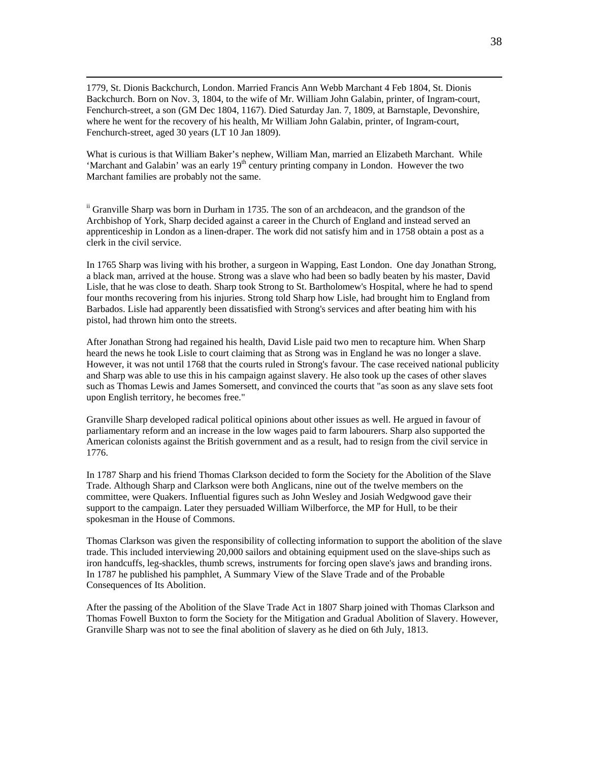1779, St. Dionis Backchurch, London. Married Francis Ann Webb Marchant 4 Feb 1804, St. Dionis Backchurch. Born on Nov. 3, 1804, to the wife of Mr. William John Galabin, printer, of Ingram-court, Fenchurch-street, a son (GM Dec 1804, 1167). Died Saturday Jan. 7, 1809, at Barnstaple, Devonshire, where he went for the recovery of his health, Mr William John Galabin, printer, of Ingram-court, Fenchurch-street, aged 30 years (LT 10 Jan 1809).

What is curious is that William Baker's nephew, William Man, married an Elizabeth Marchant. While 'Marchant and Galabin' was an early 19th century printing company in London. However the two Marchant families are probably not the same.

[ii] Granville Sharp was born in Durham in 1735. The son of an archdeacon, and the grandson of the Archbishop of York, Sharp decided against a career in the Church of England and instead served an apprenticeship in London as a linen-draper. The work did not satisfy him and in 1758 obtain a post as a clerk in the civil service.

In 1765 Sharp was living with his brother, a surgeon in Wapping, East London. One day Jonathan Strong, a black man, arrived at the house. Strong was a slave who had been so badly beaten by his master, David Lisle, that he was close to death. Sharp took Strong to St. Bartholomew's Hospital, where he had to spend four months recovering from his injuries. Strong told Sharp how Lisle, had brought him to England from Barbados. Lisle had apparently been dissatisfied with Strong's services and after beating him with his pistol, had thrown him onto the streets.

After Jonathan Strong had regained his health, David Lisle paid two men to recapture him. When Sharp heard the news he took Lisle to court claiming that as Strong was in England he was no longer a slave. However, it was not until 1768 that the courts ruled in Strong's favour. The case received national publicity and Sharp was able to use this in his campaign against slavery. He also took up the cases of other slaves such as Thomas Lewis and James Somersett, and convinced the courts that "as soon as any slave sets foot upon English territory, he becomes free."

Granville Sharp developed radical political opinions about other issues as well. He argued in favour of parliamentary reform and an increase in the low wages paid to farm labourers. Sharp also supported the American colonists against the British government and as a result, had to resign from the civil service in 1776.

In 1787 Sharp and his friend Thomas Clarkson decided to form the Society for the Abolition of the Slave Trade. Although Sharp and Clarkson were both Anglicans, nine out of the twelve members on the committee, were Quakers. Influential figures such as John Wesley and Josiah Wedgwood gave their support to the campaign. Later they persuaded William Wilberforce, the MP for Hull, to be their spokesman in the House of Commons.

Thomas Clarkson was given the responsibility of collecting information to support the abolition of the slave trade. This included interviewing 20,000 sailors and obtaining equipment used on the slave-ships such as iron handcuffs, leg-shackles, thumb screws, instruments for forcing open slave's jaws and branding irons. In 1787 he published his pamphlet, A Summary View of the Slave Trade and of the Probable Consequences of Its Abolition.

After the passing of the Abolition of the Slave Trade Act in 1807 Sharp joined with Thomas Clarkson and Thomas Fowell Buxton to form the Society for the Mitigation and Gradual Abolition of Slavery. However, Granville Sharp was not to see the final abolition of slavery as he died on 6th July, 1813.